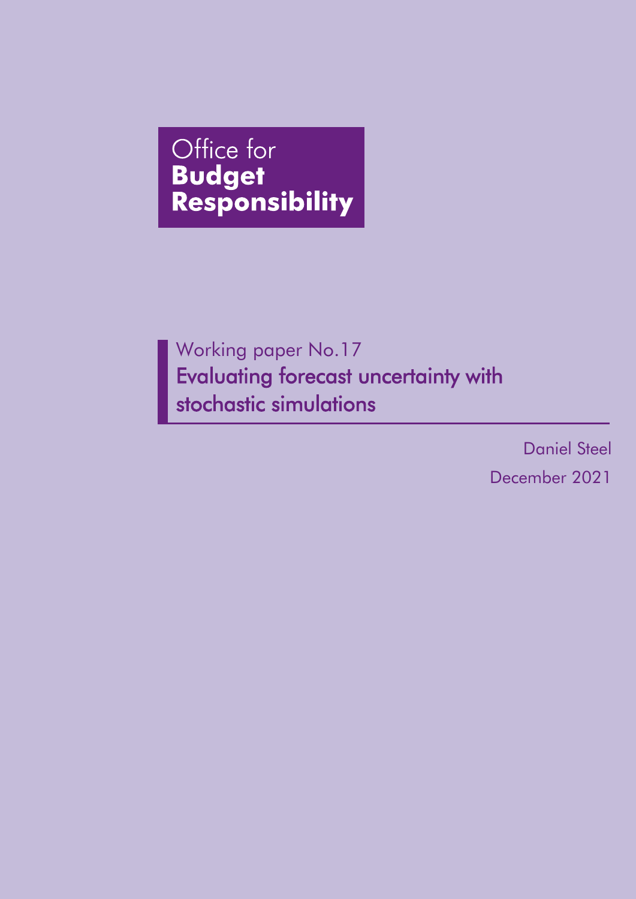Office for
**Budget**
**Responsibility**

Working paper No.17

# Evaluating forecast uncertainty with stochastic simulations

Daniel Steel

December 2021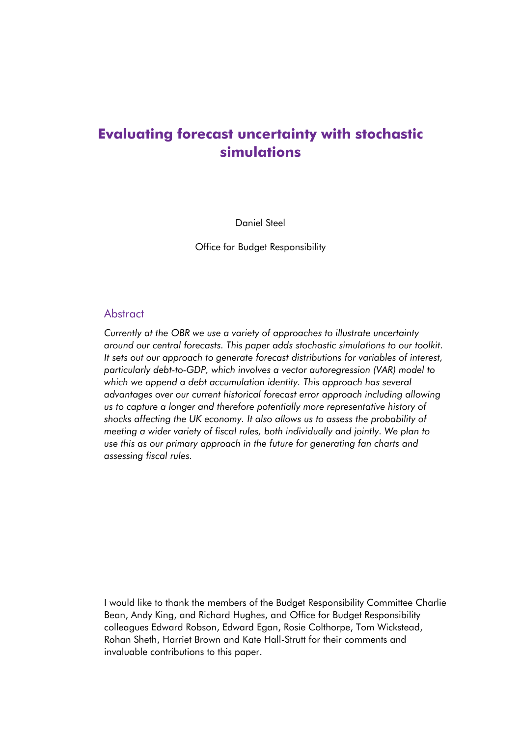# Evaluating forecast uncertainty with stochastic simulations

Daniel Steel

Office for Budget Responsibility

## Abstract

*Currently at the OBR we use a variety of approaches to illustrate uncertainty around our central forecasts. This paper adds stochastic simulations to our toolkit. It sets out our approach to generate forecast distributions for variables of interest, particularly debt-to-GDP, which involves a vector autoregression (VAR) model to which we append a debt accumulation identity. This approach has several advantages over our current historical forecast error approach including allowing us to capture a longer and therefore potentially more representative history of shocks affecting the UK economy. It also allows us to assess the probability of meeting a wider variety of fiscal rules, both individually and jointly. We plan to use this as our primary approach in the future for generating fan charts and assessing fiscal rules.*

I would like to thank the members of the Budget Responsibility Committee Charlie Bean, Andy King, and Richard Hughes, and Office for Budget Responsibility colleagues Edward Robson, Edward Egan, Rosie Colthorpe, Tom Wickstead, Rohan Sheth, Harriet Brown and Kate Hall-Strutt for their comments and invaluable contributions to this paper.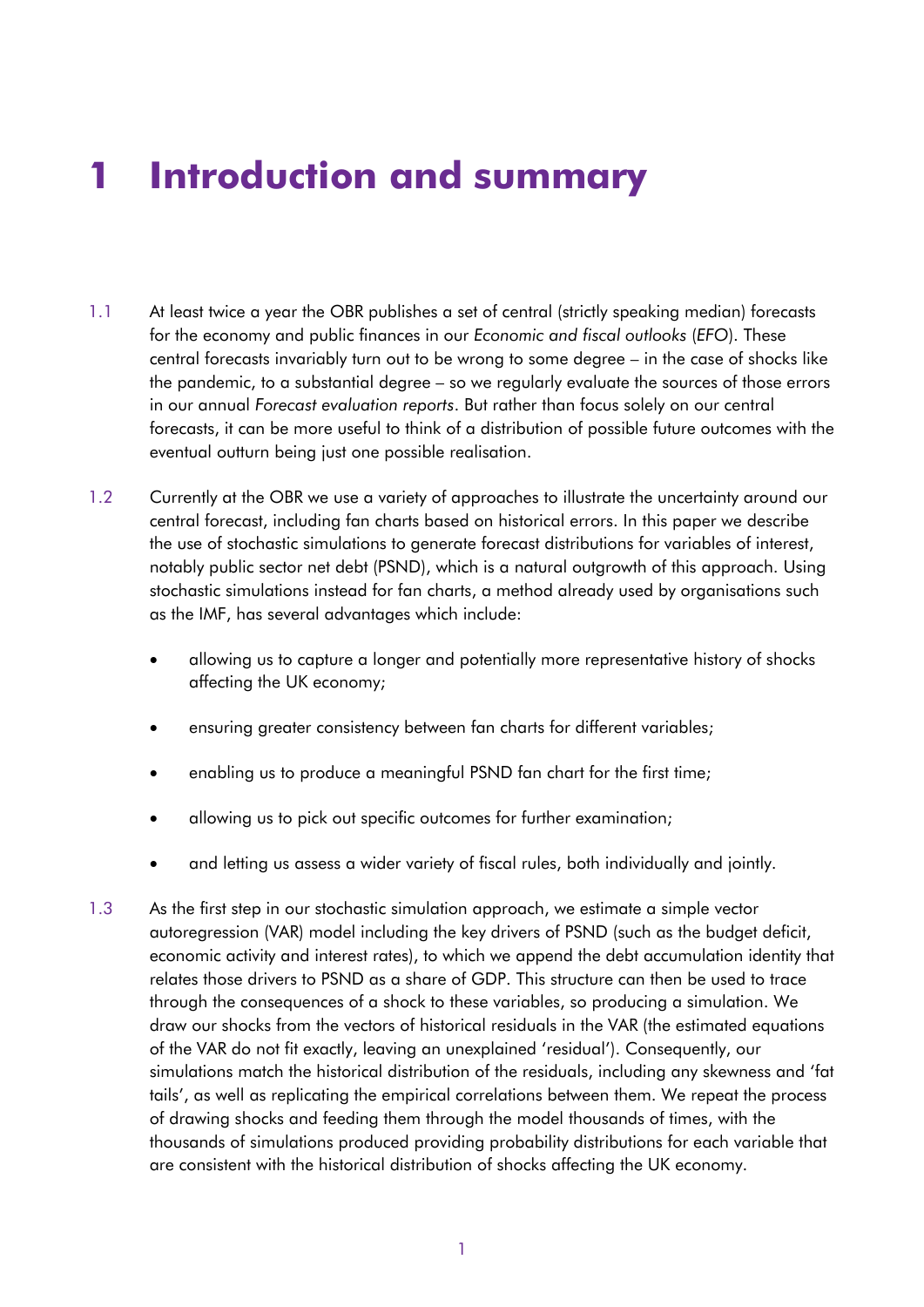# 1 Introduction and summary

1.1 At least twice a year the OBR publishes a set of central (strictly speaking median) forecasts for the economy and public finances in our *Economic and fiscal outlooks* (*EFO*). These central forecasts invariably turn out to be wrong to some degree – in the case of shocks like the pandemic, to a substantial degree – so we regularly evaluate the sources of those errors in our annual *Forecast evaluation reports*. But rather than focus solely on our central forecasts, it can be more useful to think of a distribution of possible future outcomes with the eventual outturn being just one possible realisation.

1.2 Currently at the OBR we use a variety of approaches to illustrate the uncertainty around our central forecast, including fan charts based on historical errors. In this paper we describe the use of stochastic simulations to generate forecast distributions for variables of interest, notably public sector net debt (PSND), which is a natural outgrowth of this approach. Using stochastic simulations instead for fan charts, a method already used by organisations such as the IMF, has several advantages which include:

- allowing us to capture a longer and potentially more representative history of shocks affecting the UK economy;
- ensuring greater consistency between fan charts for different variables;
- enabling us to produce a meaningful PSND fan chart for the first time;
- allowing us to pick out specific outcomes for further examination;
- and letting us assess a wider variety of fiscal rules, both individually and jointly.

1.3 As the first step in our stochastic simulation approach, we estimate a simple vector autoregression (VAR) model including the key drivers of PSND (such as the budget deficit, economic activity and interest rates), to which we append the debt accumulation identity that relates those drivers to PSND as a share of GDP. This structure can then be used to trace through the consequences of a shock to these variables, so producing a simulation. We draw our shocks from the vectors of historical residuals in the VAR (the estimated equations of the VAR do not fit exactly, leaving an unexplained 'residual'). Consequently, our simulations match the historical distribution of the residuals, including any skewness and 'fat tails', as well as replicating the empirical correlations between them. We repeat the process of drawing shocks and feeding them through the model thousands of times, with the thousands of simulations produced providing probability distributions for each variable that are consistent with the historical distribution of shocks affecting the UK economy.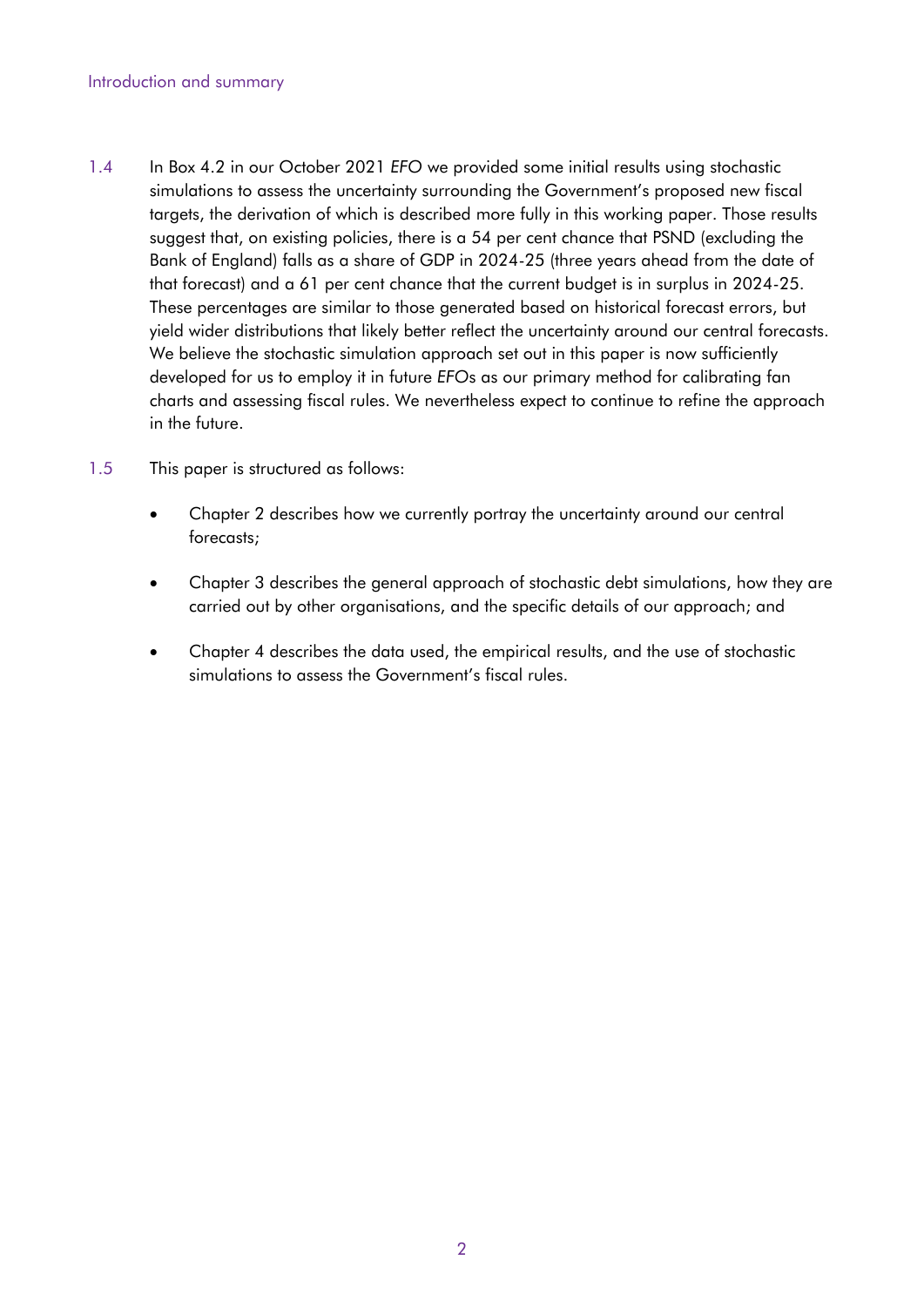1.4 In Box 4.2 in our October 2021 *EFO* we provided some initial results using stochastic simulations to assess the uncertainty surrounding the Government's proposed new fiscal targets, the derivation of which is described more fully in this working paper. Those results suggest that, on existing policies, there is a 54 per cent chance that PSND (excluding the Bank of England) falls as a share of GDP in 2024-25 (three years ahead from the date of that forecast) and a 61 per cent chance that the current budget is in surplus in 2024-25. These percentages are similar to those generated based on historical forecast errors, but yield wider distributions that likely better reflect the uncertainty around our central forecasts. We believe the stochastic simulation approach set out in this paper is now sufficiently developed for us to employ it in future *EFO*s as our primary method for calibrating fan charts and assessing fiscal rules. We nevertheless expect to continue to refine the approach in the future.

1.5 This paper is structured as follows:

- Chapter 2 describes how we currently portray the uncertainty around our central forecasts;
- Chapter 3 describes the general approach of stochastic debt simulations, how they are carried out by other organisations, and the specific details of our approach; and
- Chapter 4 describes the data used, the empirical results, and the use of stochastic simulations to assess the Government's fiscal rules.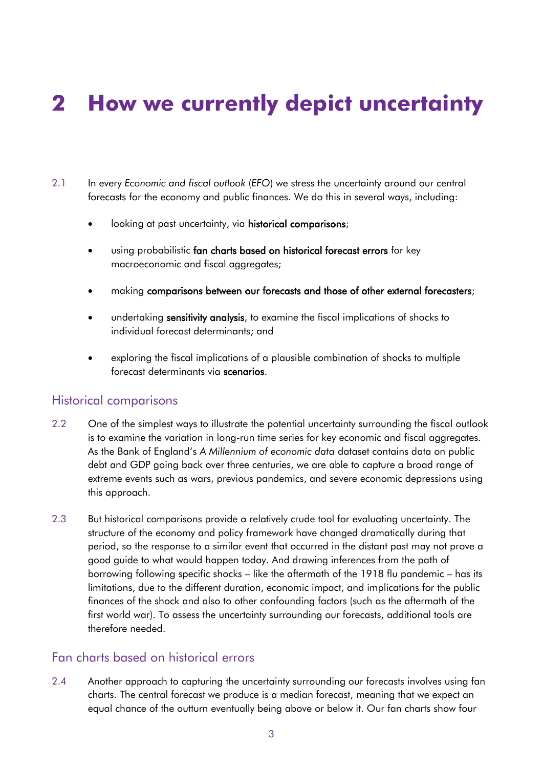# 2 How we currently depict uncertainty

2.1 In every *Economic and fiscal outlook* (*EFO*) we stress the uncertainty around our central forecasts for the economy and public finances. We do this in several ways, including:

- looking at past uncertainty, via **historical comparisons**;
- using probabilistic **fan charts based on historical forecast errors** for key macroeconomic and fiscal aggregates;
- making **comparisons between our forecasts and those of other external forecasters**;
- undertaking **sensitivity analysis**, to examine the fiscal implications of shocks to individual forecast determinants; and
- exploring the fiscal implications of a plausible combination of shocks to multiple forecast determinants via **scenarios**.

## Historical comparisons

2.2 One of the simplest ways to illustrate the potential uncertainty surrounding the fiscal outlook is to examine the variation in long-run time series for key economic and fiscal aggregates. As the Bank of England's *A Millennium of economic data* dataset contains data on public debt and GDP going back over three centuries, we are able to capture a broad range of extreme events such as wars, previous pandemics, and severe economic depressions using this approach.

2.3 But historical comparisons provide a relatively crude tool for evaluating uncertainty. The structure of the economy and policy framework have changed dramatically during that period, so the response to a similar event that occurred in the distant past may not prove a good guide to what would happen today. And drawing inferences from the path of borrowing following specific shocks – like the aftermath of the 1918 flu pandemic – has its limitations, due to the different duration, economic impact, and implications for the public finances of the shock and also to other confounding factors (such as the aftermath of the first world war). To assess the uncertainty surrounding our forecasts, additional tools are therefore needed.

## Fan charts based on historical errors

2.4 Another approach to capturing the uncertainty surrounding our forecasts involves using fan charts. The central forecast we produce is a median forecast, meaning that we expect an equal chance of the outturn eventually being above or below it. Our fan charts show four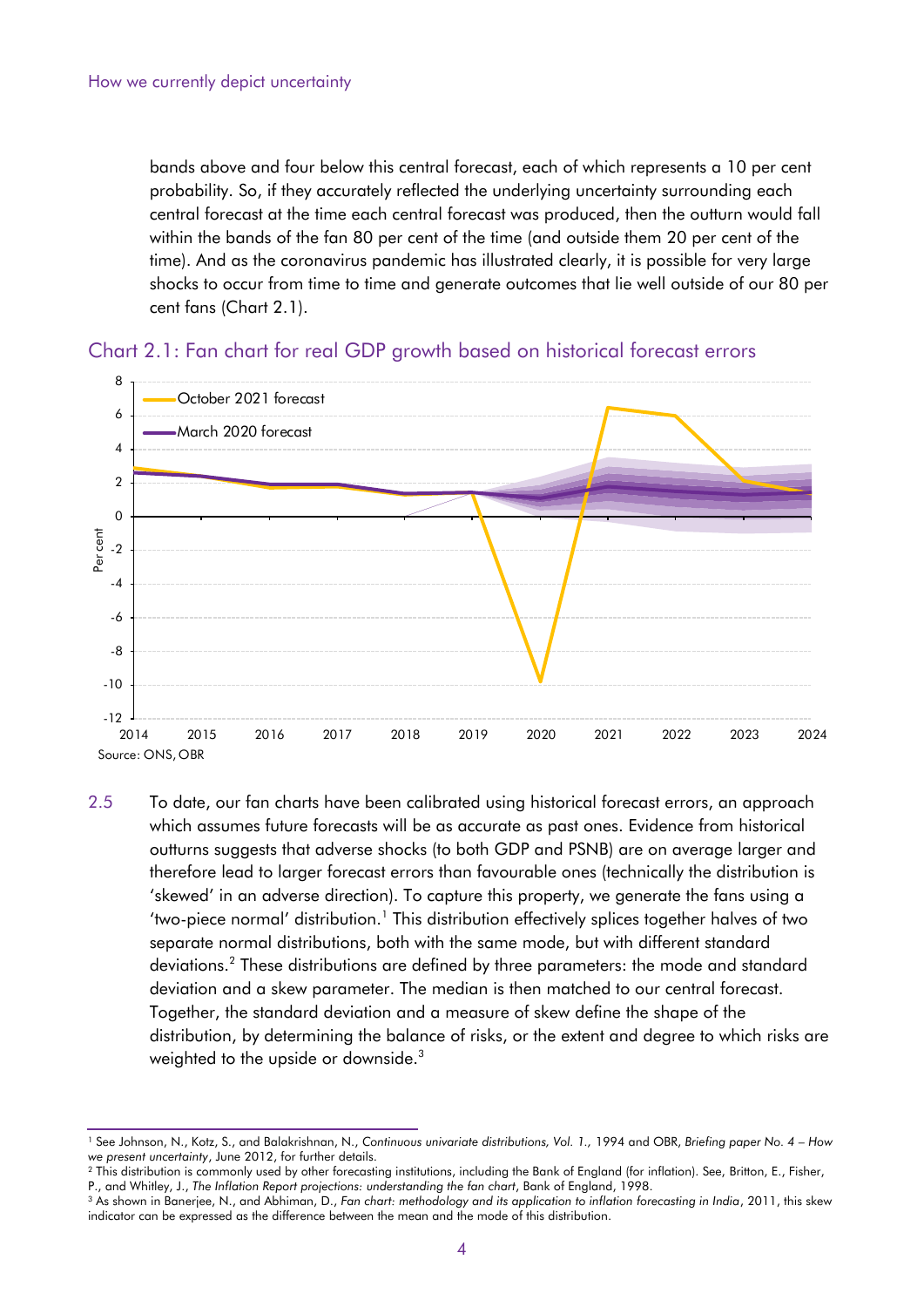bands above and four below this central forecast, each of which represents a 10 per cent probability. So, if they accurately reflected the underlying uncertainty surrounding each central forecast at the time each central forecast was produced, then the outturn would fall within the bands of the fan 80 per cent of the time (and outside them 20 per cent of the time). And as the coronavirus pandemic has illustrated clearly, it is possible for very large shocks to occur from time to time and generate outcomes that lie well outside of our 80 per cent fans (Chart 2.1).

### Chart 2.1: Fan chart for real GDP growth based on historical forecast errors

Source: ONS, OBR

2.5 To date, our fan charts have been calibrated using historical forecast errors, an approach which assumes future forecasts will be as accurate as past ones. Evidence from historical outturns suggests that adverse shocks (to both GDP and PSNB) are on average larger and therefore lead to larger forecast errors than favourable ones (technically the distribution is 'skewed' in an adverse direction). To capture this property, we generate the fans using a 'two-piece normal' distribution.[1] This distribution effectively splices together halves of two separate normal distributions, both with the same mode, but with different standard deviations.[2] These distributions are defined by three parameters: the mode and standard deviation and a skew parameter. The median is then matched to our central forecast. Together, the standard deviation and a measure of skew define the shape of the distribution, by determining the balance of risks, or the extent and degree to which risks are weighted to the upside or downside.[3]

---

[1] See Johnson, N., Kotz, S., and Balakrishnan, N., *Continuous univariate distributions, Vol. 1.*, 1994 and OBR, *Briefing paper No. 4 – How we present uncertainty*, June 2012, for further details.

[2] This distribution is commonly used by other forecasting institutions, including the Bank of England (for inflation). See, Britton, E., Fisher, P., and Whitley, J., *The Inflation Report projections: understanding the fan chart*, Bank of England, 1998.

[3] As shown in Banerjee, N., and Abhiman, D., *Fan chart: methodology and its application to inflation forecasting in India*, 2011, this skew indicator can be expressed as the difference between the mean and the mode of this distribution.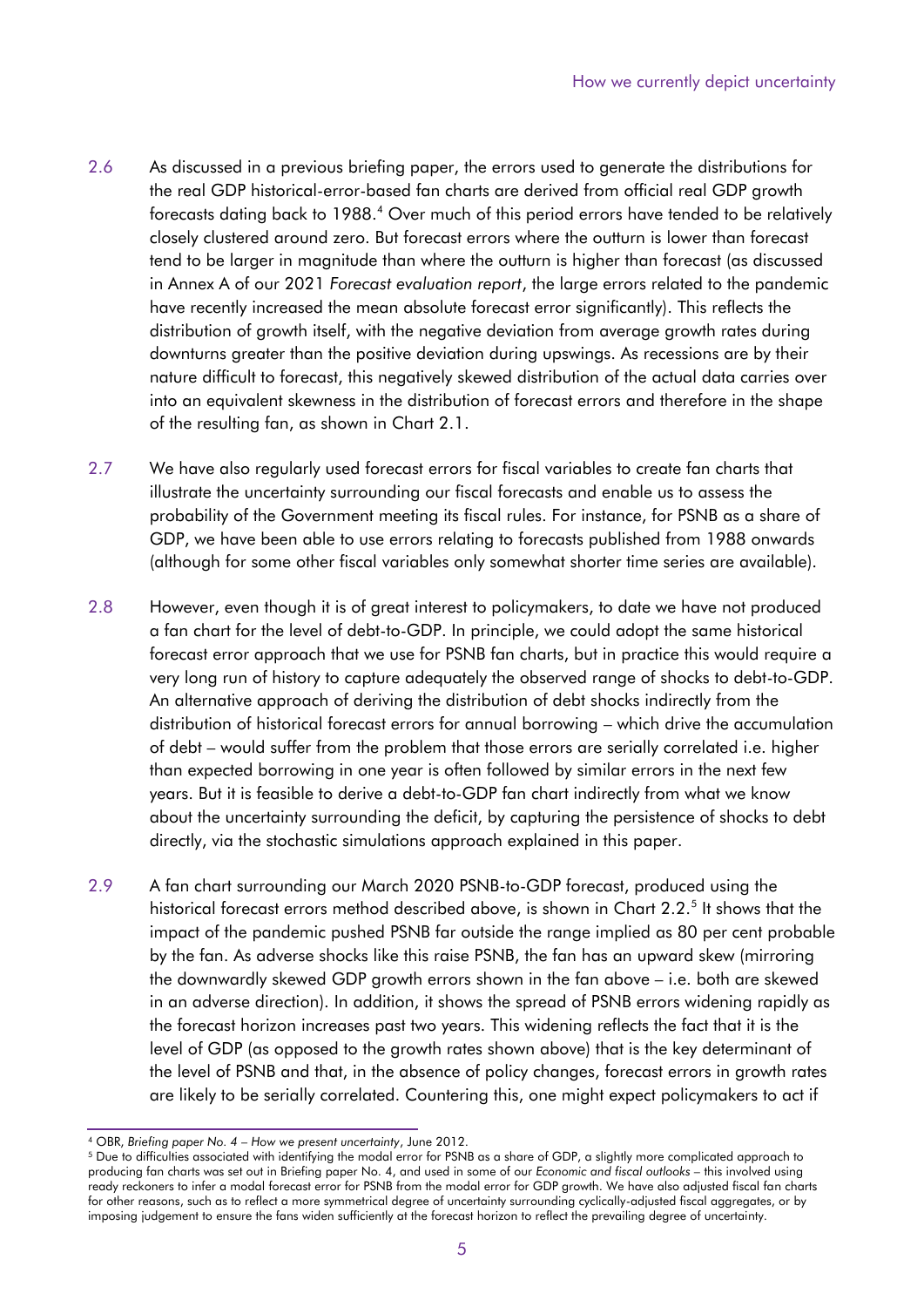2.6 As discussed in a previous briefing paper, the errors used to generate the distributions for the real GDP historical-error-based fan charts are derived from official real GDP growth forecasts dating back to 1988.[4] Over much of this period errors have tended to be relatively closely clustered around zero. But forecast errors where the outturn is lower than forecast tend to be larger in magnitude than where the outturn is higher than forecast (as discussed in Annex A of our 2021 *Forecast evaluation report*, the large errors related to the pandemic have recently increased the mean absolute forecast error significantly). This reflects the distribution of growth itself, with the negative deviation from average growth rates during downturns greater than the positive deviation during upswings. As recessions are by their nature difficult to forecast, this negatively skewed distribution of the actual data carries over into an equivalent skewness in the distribution of forecast errors and therefore in the shape of the resulting fan, as shown in Chart 2.1.

2.7 We have also regularly used forecast errors for fiscal variables to create fan charts that illustrate the uncertainty surrounding our fiscal forecasts and enable us to assess the probability of the Government meeting its fiscal rules. For instance, for PSNB as a share of GDP, we have been able to use errors relating to forecasts published from 1988 onwards (although for some other fiscal variables only somewhat shorter time series are available).

2.8 However, even though it is of great interest to policymakers, to date we have not produced a fan chart for the level of debt-to-GDP. In principle, we could adopt the same historical forecast error approach that we use for PSNB fan charts, but in practice this would require a very long run of history to capture adequately the observed range of shocks to debt-to-GDP. An alternative approach of deriving the distribution of debt shocks indirectly from the distribution of historical forecast errors for annual borrowing – which drive the accumulation of debt – would suffer from the problem that those errors are serially correlated i.e. higher than expected borrowing in one year is often followed by similar errors in the next few years. But it is feasible to derive a debt-to-GDP fan chart indirectly from what we know about the uncertainty surrounding the deficit, by capturing the persistence of shocks to debt directly, via the stochastic simulations approach explained in this paper.

2.9 A fan chart surrounding our March 2020 PSNB-to-GDP forecast, produced using the historical forecast errors method described above, is shown in Chart 2.2.[5] It shows that the impact of the pandemic pushed PSNB far outside the range implied as 80 per cent probable by the fan. As adverse shocks like this raise PSNB, the fan has an upward skew (mirroring the downwardly skewed GDP growth errors shown in the fan above – i.e. both are skewed in an adverse direction). In addition, it shows the spread of PSNB errors widening rapidly as the forecast horizon increases past two years. This widening reflects the fact that it is the level of GDP (as opposed to the growth rates shown above) that is the key determinant of the level of PSNB and that, in the absence of policy changes, forecast errors in growth rates are likely to be serially correlated. Countering this, one might expect policymakers to act if

---

[4] OBR, *Briefing paper No. 4 – How we present uncertainty*, June 2012.

[5] Due to difficulties associated with identifying the modal error for PSNB as a share of GDP, a slightly more complicated approach to producing fan charts was set out in Briefing paper No. 4, and used in some of our *Economic and fiscal outlooks* – this involved using ready reckoners to infer a modal forecast error for PSNB from the modal error for GDP growth. We have also adjusted fiscal fan charts for other reasons, such as to reflect a more symmetrical degree of uncertainty surrounding cyclically-adjusted fiscal aggregates, or by imposing judgement to ensure the fans widen sufficiently at the forecast horizon to reflect the prevailing degree of uncertainty.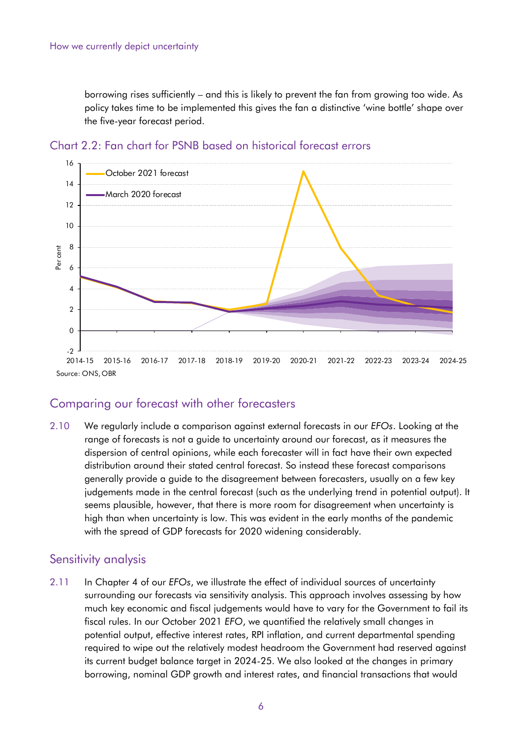borrowing rises sufficiently – and this is likely to prevent the fan from growing too wide. As policy takes time to be implemented this gives the fan a distinctive 'wine bottle' shape over the five-year forecast period.

Chart 2.2: Fan chart for PSNB based on historical forecast errors

Source: ONS, OBR

## Comparing our forecast with other forecasters

2.10 We regularly include a comparison against external forecasts in our *EFOs*. Looking at the range of forecasts is not a guide to uncertainty around our forecast, as it measures the dispersion of central opinions, while each forecaster will in fact have their own expected distribution around their stated central forecast. So instead these forecast comparisons generally provide a guide to the disagreement between forecasters, usually on a few key judgements made in the central forecast (such as the underlying trend in potential output). It seems plausible, however, that there is more room for disagreement when uncertainty is high than when uncertainty is low. This was evident in the early months of the pandemic with the spread of GDP forecasts for 2020 widening considerably.

## Sensitivity analysis

2.11 In Chapter 4 of our *EFOs*, we illustrate the effect of individual sources of uncertainty surrounding our forecasts via sensitivity analysis. This approach involves assessing by how much key economic and fiscal judgements would have to vary for the Government to fail its fiscal rules. In our October 2021 *EFO*, we quantified the relatively small changes in potential output, effective interest rates, RPI inflation, and current departmental spending required to wipe out the relatively modest headroom the Government had reserved against its current budget balance target in 2024-25. We also looked at the changes in primary borrowing, nominal GDP growth and interest rates, and financial transactions that would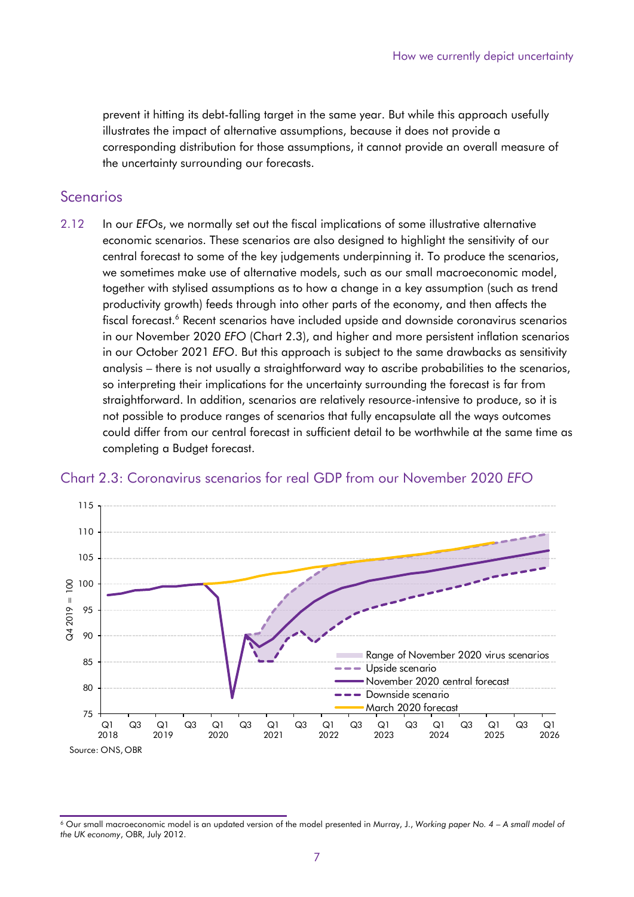prevent it hitting its debt-falling target in the same year. But while this approach usefully illustrates the impact of alternative assumptions, because it does not provide a corresponding distribution for those assumptions, it cannot provide an overall measure of the uncertainty surrounding our forecasts.

## Scenarios

2.12 In our *EFO*s, we normally set out the fiscal implications of some illustrative alternative economic scenarios. These scenarios are also designed to highlight the sensitivity of our central forecast to some of the key judgements underpinning it. To produce the scenarios, we sometimes make use of alternative models, such as our small macroeconomic model, together with stylised assumptions as to how a change in a key assumption (such as trend productivity growth) feeds through into other parts of the economy, and then affects the fiscal forecast.[6] Recent scenarios have included upside and downside coronavirus scenarios in our November 2020 *EFO* (Chart 2.3), and higher and more persistent inflation scenarios in our October 2021 *EFO*. But this approach is subject to the same drawbacks as sensitivity analysis – there is not usually a straightforward way to ascribe probabilities to the scenarios, so interpreting their implications for the uncertainty surrounding the forecast is far from straightforward. In addition, scenarios are relatively resource-intensive to produce, so it is not possible to produce ranges of scenarios that fully encapsulate all the ways outcomes could differ from our central forecast in sufficient detail to be worthwhile at the same time as completing a Budget forecast.

### Chart 2.3: Coronavirus scenarios for real GDP from our November 2020 *EFO*

Source: ONS, OBR

[6] Our small macroeconomic model is an updated version of the model presented in Murray, J., *Working paper No. 4 – A small model of the UK economy*, OBR, July 2012.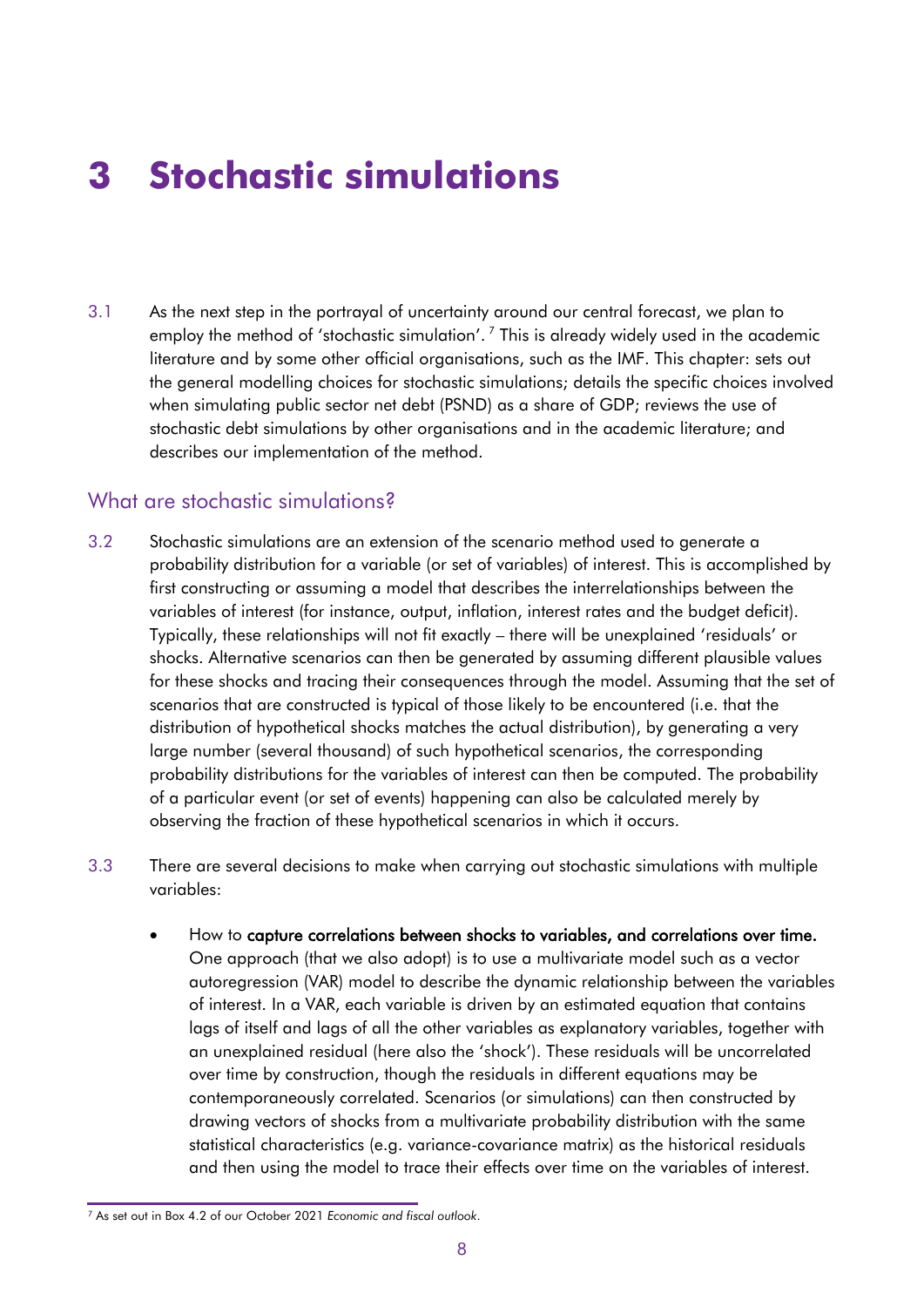# 3 Stochastic simulations

3.1 As the next step in the portrayal of uncertainty around our central forecast, we plan to employ the method of 'stochastic simulation'.[7] This is already widely used in the academic literature and by some other official organisations, such as the IMF. This chapter: sets out the general modelling choices for stochastic simulations; details the specific choices involved when simulating public sector net debt (PSND) as a share of GDP; reviews the use of stochastic debt simulations by other organisations and in the academic literature; and describes our implementation of the method.

## What are stochastic simulations?

3.2 Stochastic simulations are an extension of the scenario method used to generate a probability distribution for a variable (or set of variables) of interest. This is accomplished by first constructing or assuming a model that describes the interrelationships between the variables of interest (for instance, output, inflation, interest rates and the budget deficit). Typically, these relationships will not fit exactly – there will be unexplained 'residuals' or shocks. Alternative scenarios can then be generated by assuming different plausible values for these shocks and tracing their consequences through the model. Assuming that the set of scenarios that are constructed is typical of those likely to be encountered (i.e. that the distribution of hypothetical shocks matches the actual distribution), by generating a very large number (several thousand) of such hypothetical scenarios, the corresponding probability distributions for the variables of interest can then be computed. The probability of a particular event (or set of events) happening can also be calculated merely by observing the fraction of these hypothetical scenarios in which it occurs.

3.3 There are several decisions to make when carrying out stochastic simulations with multiple variables:

- How to **capture correlations between shocks to variables, and correlations over time.** One approach (that we also adopt) is to use a multivariate model such as a vector autoregression (VAR) model to describe the dynamic relationship between the variables of interest. In a VAR, each variable is driven by an estimated equation that contains lags of itself and lags of all the other variables as explanatory variables, together with an unexplained residual (here also the 'shock'). These residuals will be uncorrelated over time by construction, though the residuals in different equations may be contemporaneously correlated. Scenarios (or simulations) can then constructed by drawing vectors of shocks from a multivariate probability distribution with the same statistical characteristics (e.g. variance-covariance matrix) as the historical residuals and then using the model to trace their effects over time on the variables of interest.

[7] As set out in Box 4.2 of our October 2021 *Economic and fiscal outlook*.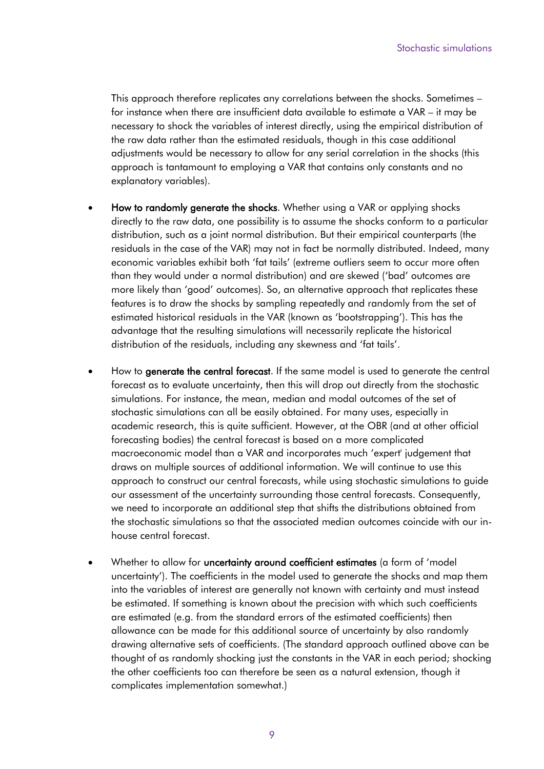This approach therefore replicates any correlations between the shocks. Sometimes – for instance when there are insufficient data available to estimate a VAR – it may be necessary to shock the variables of interest directly, using the empirical distribution of the raw data rather than the estimated residuals, though in this case additional adjustments would be necessary to allow for any serial correlation in the shocks (this approach is tantamount to employing a VAR that contains only constants and no explanatory variables).

- **How to randomly generate the shocks**. Whether using a VAR or applying shocks directly to the raw data, one possibility is to assume the shocks conform to a particular distribution, such as a joint normal distribution. But their empirical counterparts (the residuals in the case of the VAR) may not in fact be normally distributed. Indeed, many economic variables exhibit both 'fat tails' (extreme outliers seem to occur more often than they would under a normal distribution) and are skewed ('bad' outcomes are more likely than 'good' outcomes). So, an alternative approach that replicates these features is to draw the shocks by sampling repeatedly and randomly from the set of estimated historical residuals in the VAR (known as 'bootstrapping'). This has the advantage that the resulting simulations will necessarily replicate the historical distribution of the residuals, including any skewness and 'fat tails'.

- How to **generate the central forecast**. If the same model is used to generate the central forecast as to evaluate uncertainty, then this will drop out directly from the stochastic simulations. For instance, the mean, median and modal outcomes of the set of stochastic simulations can all be easily obtained. For many uses, especially in academic research, this is quite sufficient. However, at the OBR (and at other official forecasting bodies) the central forecast is based on a more complicated macroeconomic model than a VAR and incorporates much 'expert' judgement that draws on multiple sources of additional information. We will continue to use this approach to construct our central forecasts, while using stochastic simulations to guide our assessment of the uncertainty surrounding those central forecasts. Consequently, we need to incorporate an additional step that shifts the distributions obtained from the stochastic simulations so that the associated median outcomes coincide with our in-house central forecast.

- Whether to allow for **uncertainty around coefficient estimates** (a form of 'model uncertainty'). The coefficients in the model used to generate the shocks and map them into the variables of interest are generally not known with certainty and must instead be estimated. If something is known about the precision with which such coefficients are estimated (e.g. from the standard errors of the estimated coefficients) then allowance can be made for this additional source of uncertainty by also randomly drawing alternative sets of coefficients. (The standard approach outlined above can be thought of as randomly shocking just the constants in the VAR in each period; shocking the other coefficients too can therefore be seen as a natural extension, though it complicates implementation somewhat.)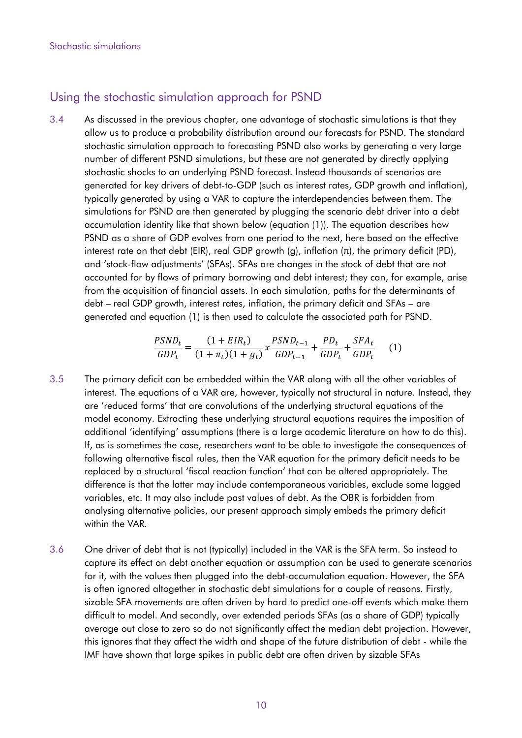## Using the stochastic simulation approach for PSND

3.4 As discussed in the previous chapter, one advantage of stochastic simulations is that they allow us to produce a probability distribution around our forecasts for PSND. The standard stochastic simulation approach to forecasting PSND also works by generating a very large number of different PSND simulations, but these are not generated by directly applying stochastic shocks to an underlying PSND forecast. Instead thousands of scenarios are generated for key drivers of debt-to-GDP (such as interest rates, GDP growth and inflation), typically generated by using a VAR to capture the interdependencies between them. The simulations for PSND are then generated by plugging the scenario debt driver into a debt accumulation identity like that shown below (equation (1)). The equation describes how PSND as a share of GDP evolves from one period to the next, here based on the effective interest rate on that debt (EIR), real GDP growth (g), inflation (π), the primary deficit (PD), and 'stock-flow adjustments' (SFAs). SFAs are changes in the stock of debt that are not accounted for by flows of primary borrowing and debt interest; they can, for example, arise from the acquisition of financial assets. In each simulation, paths for the determinants of debt – real GDP growth, interest rates, inflation, the primary deficit and SFAs – are generated and equation (1) is then used to calculate the associated path for PSND.

$$\frac{PSND_t}{GDP_t} = \frac{(1 + EIR_t)}{(1 + \pi_t)(1 + g_t)} x \frac{PSND_{t-1}}{GDP_{t-1}} + \frac{PD_t}{GDP_t} + \frac{SFA_t}{GDP_t} \quad (1)$$

3.5 The primary deficit can be embedded within the VAR along with all the other variables of interest. The equations of a VAR are, however, typically not structural in nature. Instead, they are 'reduced forms' that are convolutions of the underlying structural equations of the model economy. Extracting these underlying structural equations requires the imposition of additional 'identifying' assumptions (there is a large academic literature on how to do this). If, as is sometimes the case, researchers want to be able to investigate the consequences of following alternative fiscal rules, then the VAR equation for the primary deficit needs to be replaced by a structural 'fiscal reaction function' that can be altered appropriately. The difference is that the latter may include contemporaneous variables, exclude some lagged variables, etc. It may also include past values of debt. As the OBR is forbidden from analysing alternative policies, our present approach simply embeds the primary deficit within the VAR.

3.6 One driver of debt that is not (typically) included in the VAR is the SFA term. So instead to capture its effect on debt another equation or assumption can be used to generate scenarios for it, with the values then plugged into the debt-accumulation equation. However, the SFA is often ignored altogether in stochastic debt simulations for a couple of reasons. Firstly, sizable SFA movements are often driven by hard to predict one-off events which make them difficult to model. And secondly, over extended periods SFAs (as a share of GDP) typically average out close to zero so do not significantly affect the median debt projection. However, this ignores that they affect the width and shape of the future distribution of debt - while the IMF have shown that large spikes in public debt are often driven by sizable SFAs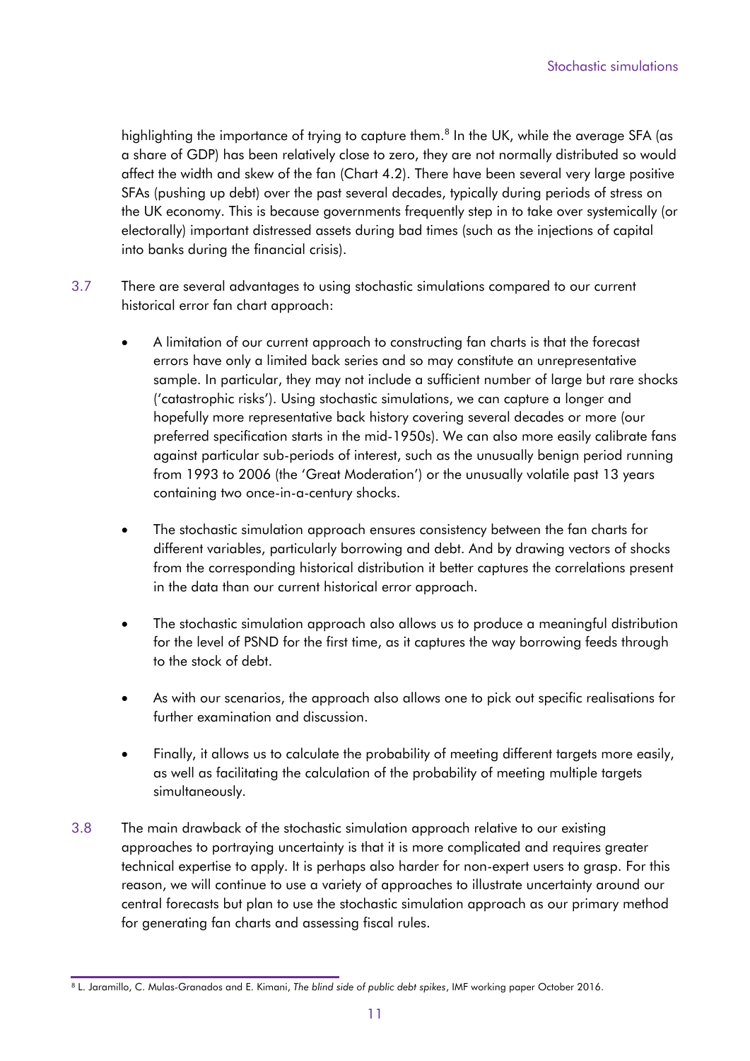highlighting the importance of trying to capture them.[8] In the UK, while the average SFA (as a share of GDP) has been relatively close to zero, they are not normally distributed so would affect the width and skew of the fan (Chart 4.2). There have been several very large positive SFAs (pushing up debt) over the past several decades, typically during periods of stress on the UK economy. This is because governments frequently step in to take over systemically (or electorally) important distressed assets during bad times (such as the injections of capital into banks during the financial crisis).

3.7 There are several advantages to using stochastic simulations compared to our current historical error fan chart approach:

- A limitation of our current approach to constructing fan charts is that the forecast errors have only a limited back series and so may constitute an unrepresentative sample. In particular, they may not include a sufficient number of large but rare shocks ('catastrophic risks'). Using stochastic simulations, we can capture a longer and hopefully more representative back history covering several decades or more (our preferred specification starts in the mid-1950s). We can also more easily calibrate fans against particular sub-periods of interest, such as the unusually benign period running from 1993 to 2006 (the 'Great Moderation') or the unusually volatile past 13 years containing two once-in-a-century shocks.
- The stochastic simulation approach ensures consistency between the fan charts for different variables, particularly borrowing and debt. And by drawing vectors of shocks from the corresponding historical distribution it better captures the correlations present in the data than our current historical error approach.
- The stochastic simulation approach also allows us to produce a meaningful distribution for the level of PSND for the first time, as it captures the way borrowing feeds through to the stock of debt.
- As with our scenarios, the approach also allows one to pick out specific realisations for further examination and discussion.
- Finally, it allows us to calculate the probability of meeting different targets more easily, as well as facilitating the calculation of the probability of meeting multiple targets simultaneously.

3.8 The main drawback of the stochastic simulation approach relative to our existing approaches to portraying uncertainty is that it is more complicated and requires greater technical expertise to apply. It is perhaps also harder for non-expert users to grasp. For this reason, we will continue to use a variety of approaches to illustrate uncertainty around our central forecasts but plan to use the stochastic simulation approach as our primary method for generating fan charts and assessing fiscal rules.

[8] L. Jaramillo, C. Mulas-Granados and E. Kimani, *The blind side of public debt spikes*, IMF working paper October 2016.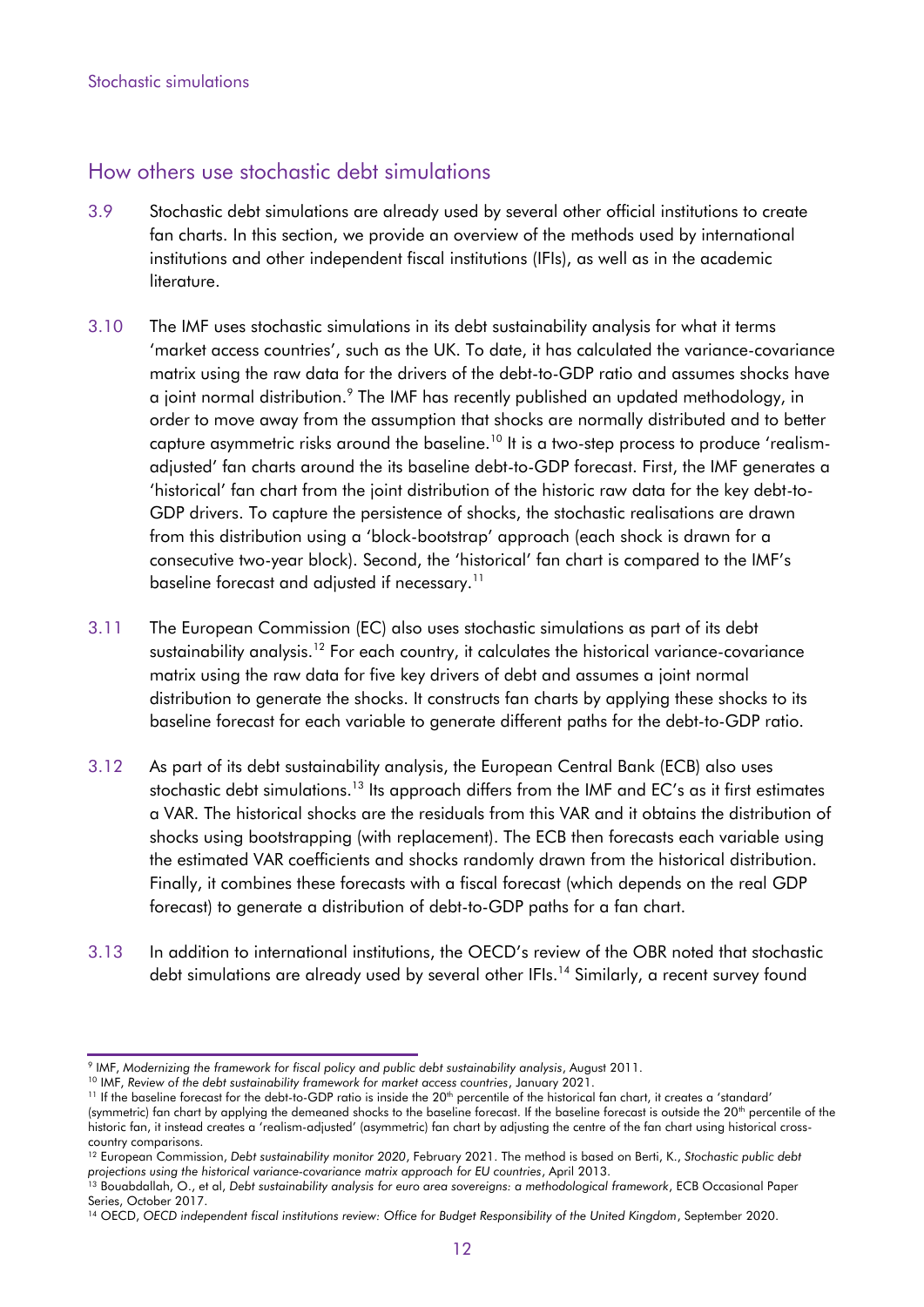## How others use stochastic debt simulations

3.9 Stochastic debt simulations are already used by several other official institutions to create fan charts. In this section, we provide an overview of the methods used by international institutions and other independent fiscal institutions (IFIs), as well as in the academic literature.

3.10 The IMF uses stochastic simulations in its debt sustainability analysis for what it terms 'market access countries', such as the UK. To date, it has calculated the variance-covariance matrix using the raw data for the drivers of the debt-to-GDP ratio and assumes shocks have a joint normal distribution.[9] The IMF has recently published an updated methodology, in order to move away from the assumption that shocks are normally distributed and to better capture asymmetric risks around the baseline.[10] It is a two-step process to produce 'realism-adjusted' fan charts around the its baseline debt-to-GDP forecast. First, the IMF generates a 'historical' fan chart from the joint distribution of the historic raw data for the key debt-to-GDP drivers. To capture the persistence of shocks, the stochastic realisations are drawn from this distribution using a 'block-bootstrap' approach (each shock is drawn for a consecutive two-year block). Second, the 'historical' fan chart is compared to the IMF's baseline forecast and adjusted if necessary.[11]

3.11 The European Commission (EC) also uses stochastic simulations as part of its debt sustainability analysis.[12] For each country, it calculates the historical variance-covariance matrix using the raw data for five key drivers of debt and assumes a joint normal distribution to generate the shocks. It constructs fan charts by applying these shocks to its baseline forecast for each variable to generate different paths for the debt-to-GDP ratio.

3.12 As part of its debt sustainability analysis, the European Central Bank (ECB) also uses stochastic debt simulations.[13] Its approach differs from the IMF and EC's as it first estimates a VAR. The historical shocks are the residuals from this VAR and it obtains the distribution of shocks using bootstrapping (with replacement). The ECB then forecasts each variable using the estimated VAR coefficients and shocks randomly drawn from the historical distribution. Finally, it combines these forecasts with a fiscal forecast (which depends on the real GDP forecast) to generate a distribution of debt-to-GDP paths for a fan chart.

3.13 In addition to international institutions, the OECD's review of the OBR noted that stochastic debt simulations are already used by several other IFIs.[14] Similarly, a recent survey found

---

[9] IMF, *Modernizing the framework for fiscal policy and public debt sustainability analysis*, August 2011.

[10] IMF, *Review of the debt sustainability framework for market access countries*, January 2021.

[11] If the baseline forecast for the debt-to-GDP ratio is inside the 20th percentile of the historical fan chart, it creates a 'standard' (symmetric) fan chart by applying the demeaned shocks to the baseline forecast. If the baseline forecast is outside the 20th percentile of the historic fan, it instead creates a 'realism-adjusted' (asymmetric) fan chart by adjusting the centre of the fan chart using historical cross-country comparisons.

[12] European Commission, *Debt sustainability monitor 2020*, February 2021. The method is based on Berti, K., *Stochastic public debt projections using the historical variance-covariance matrix approach for EU countries*, April 2013.

[13] Bouabdallah, O., et al, *Debt sustainability analysis for euro area sovereigns: a methodological framework*, ECB Occasional Paper Series, October 2017.

[14] OECD, *OECD independent fiscal institutions review: Office for Budget Responsibility of the United Kingdom*, September 2020.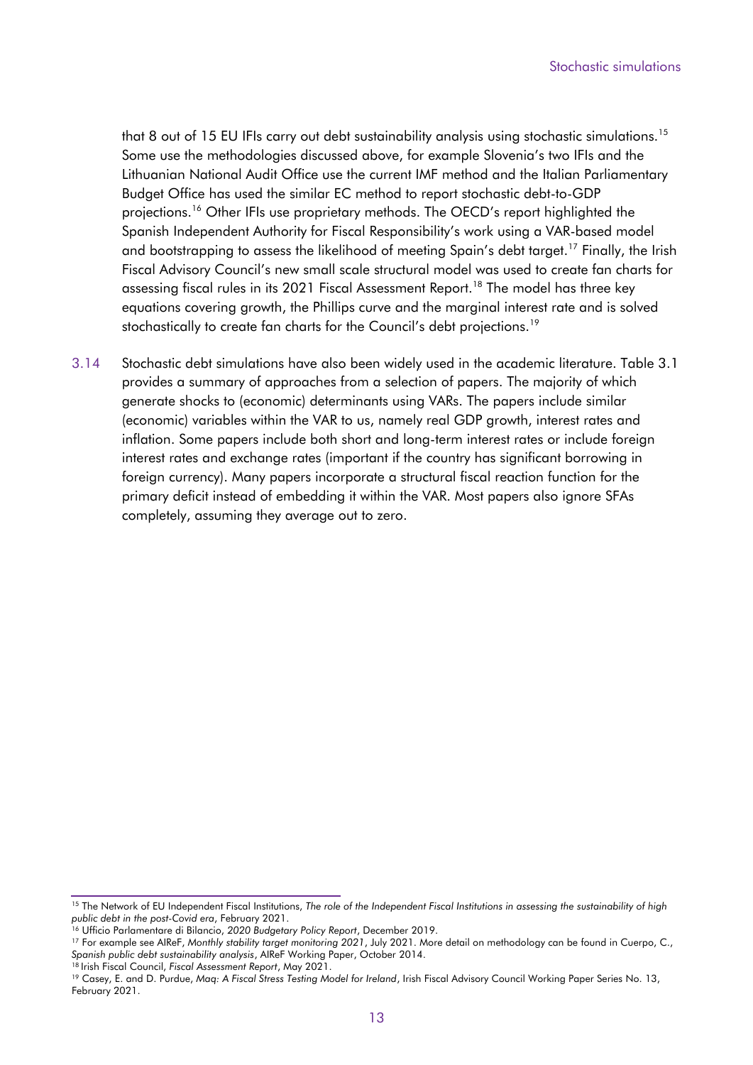that 8 out of 15 EU IFIs carry out debt sustainability analysis using stochastic simulations.[15] Some use the methodologies discussed above, for example Slovenia's two IFIs and the Lithuanian National Audit Office use the current IMF method and the Italian Parliamentary Budget Office has used the similar EC method to report stochastic debt-to-GDP projections.[16] Other IFIs use proprietary methods. The OECD's report highlighted the Spanish Independent Authority for Fiscal Responsibility's work using a VAR-based model and bootstrapping to assess the likelihood of meeting Spain's debt target.[17] Finally, the Irish Fiscal Advisory Council's new small scale structural model was used to create fan charts for assessing fiscal rules in its 2021 Fiscal Assessment Report.[18] The model has three key equations covering growth, the Phillips curve and the marginal interest rate and is solved stochastically to create fan charts for the Council's debt projections.[19]

3.14 Stochastic debt simulations have also been widely used in the academic literature. Table 3.1 provides a summary of approaches from a selection of papers. The majority of which generate shocks to (economic) determinants using VARs. The papers include similar (economic) variables within the VAR to us, namely real GDP growth, interest rates and inflation. Some papers include both short and long-term interest rates or include foreign interest rates and exchange rates (important if the country has significant borrowing in foreign currency). Many papers incorporate a structural fiscal reaction function for the primary deficit instead of embedding it within the VAR. Most papers also ignore SFAs completely, assuming they average out to zero.

---

[15] The Network of EU Independent Fiscal Institutions, *The role of the Independent Fiscal Institutions in assessing the sustainability of high public debt in the post-Covid era*, February 2021.

[16] Ufficio Parlamentare di Bilancio, *2020 Budgetary Policy Report*, December 2019.

[17] For example see AIReF, *Monthly stability target monitoring 2021*, July 2021. More detail on methodology can be found in Cuerpo, C., *Spanish public debt sustainability analysis*, AIReF Working Paper, October 2014.

[18] Irish Fiscal Council, *Fiscal Assessment Report*, May 2021.

[19] Casey, E. and D. Purdue, *Maq: A Fiscal Stress Testing Model for Ireland*, Irish Fiscal Advisory Council Working Paper Series No. 13, February 2021.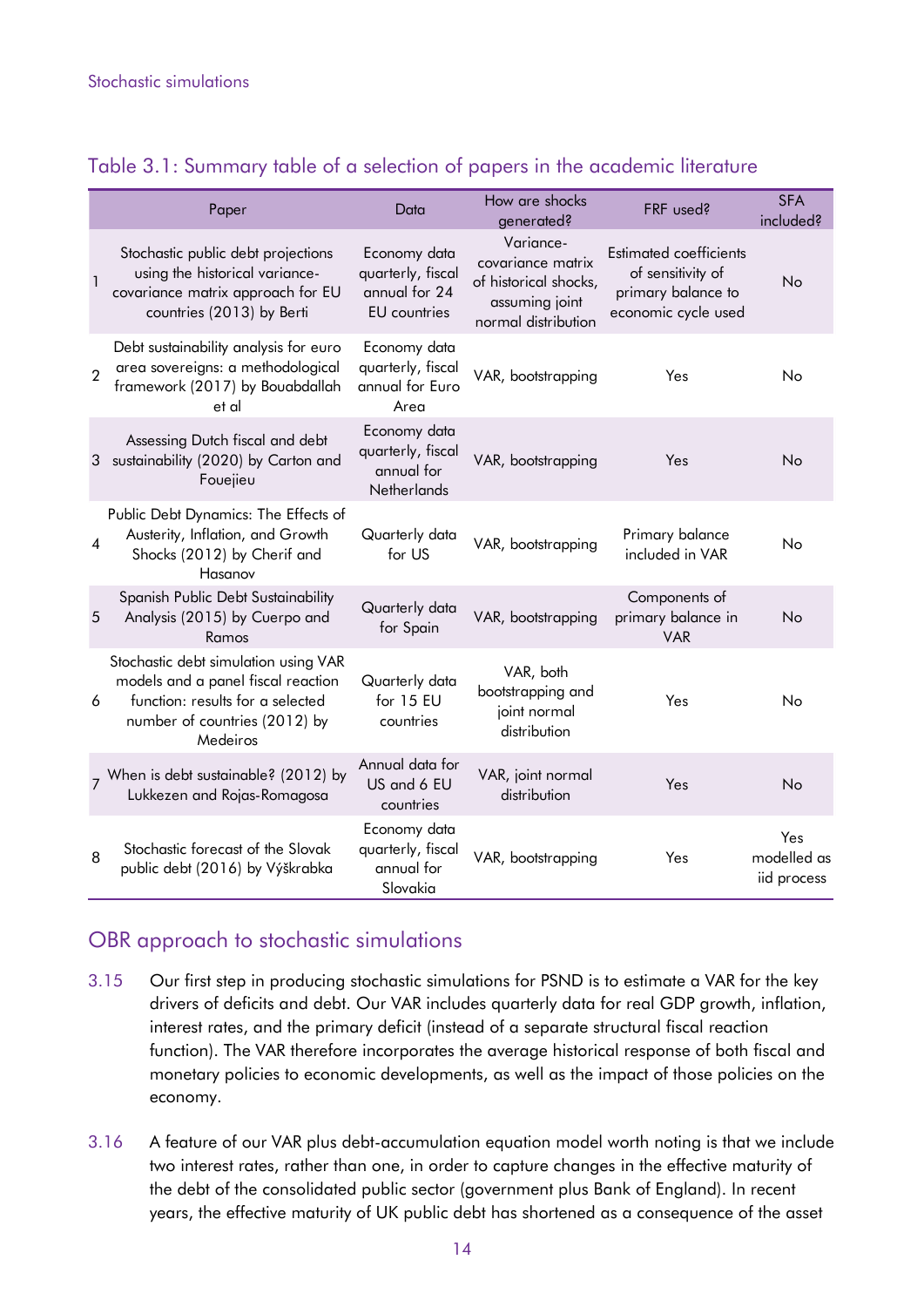## Table 3.1: Summary table of a selection of papers in the academic literature

| | Paper | Data | How are shocks generated? | FRF used? | SFA included? |
|---|---|---|---|---|---|
| 1 | Stochastic public debt projections using the historical variance-covariance matrix approach for EU countries (2013) by Berti | Economy data quarterly, fiscal annual for 24 EU countries | Variance-covariance matrix of historical shocks, assuming joint normal distribution | Estimated coefficients of sensitivity of primary balance to economic cycle used | No |
| 2 | Debt sustainability analysis for euro area sovereigns: a methodological framework (2017) by Bouabdallah et al | Economy data quarterly, fiscal annual for Euro Area | VAR, bootstrapping | Yes | No |
| 3 | Assessing Dutch fiscal and debt sustainability (2020) by Carton and Fouejieu | Economy data quarterly, fiscal annual for Netherlands | VAR, bootstrapping | Yes | No |
| 4 | Public Debt Dynamics: The Effects of Austerity, Inflation, and Growth Shocks (2012) by Cherif and Hasanov | Quarterly data for US | VAR, bootstrapping | Primary balance included in VAR | No |
| 5 | Spanish Public Debt Sustainability Analysis (2015) by Cuerpo and Ramos | Quarterly data for Spain | VAR, bootstrapping | Components of primary balance in VAR | No |
| 6 | Stochastic debt simulation using VAR models and a panel fiscal reaction function: results for a selected number of countries (2012) by Medeiros | Quarterly data for 15 EU countries | VAR, both bootstrapping and joint normal distribution | Yes | No |
| 7 | When is debt sustainable? (2012) by Lukkezen and Rojas-Romagosa | Annual data for US and 6 EU countries | VAR, joint normal distribution | Yes | No |
| 8 | Stochastic forecast of the Slovak public debt (2016) by Výškrabka | Economy data quarterly, fiscal annual for Slovakia | VAR, bootstrapping | Yes | Yes modelled as iid process |

## OBR approach to stochastic simulations

3.15 Our first step in producing stochastic simulations for PSND is to estimate a VAR for the key drivers of deficits and debt. Our VAR includes quarterly data for real GDP growth, inflation, interest rates, and the primary deficit (instead of a separate structural fiscal reaction function). The VAR therefore incorporates the average historical response of both fiscal and monetary policies to economic developments, as well as the impact of those policies on the economy.

3.16 A feature of our VAR plus debt-accumulation equation model worth noting is that we include two interest rates, rather than one, in order to capture changes in the effective maturity of the debt of the consolidated public sector (government plus Bank of England). In recent years, the effective maturity of UK public debt has shortened as a consequence of the asset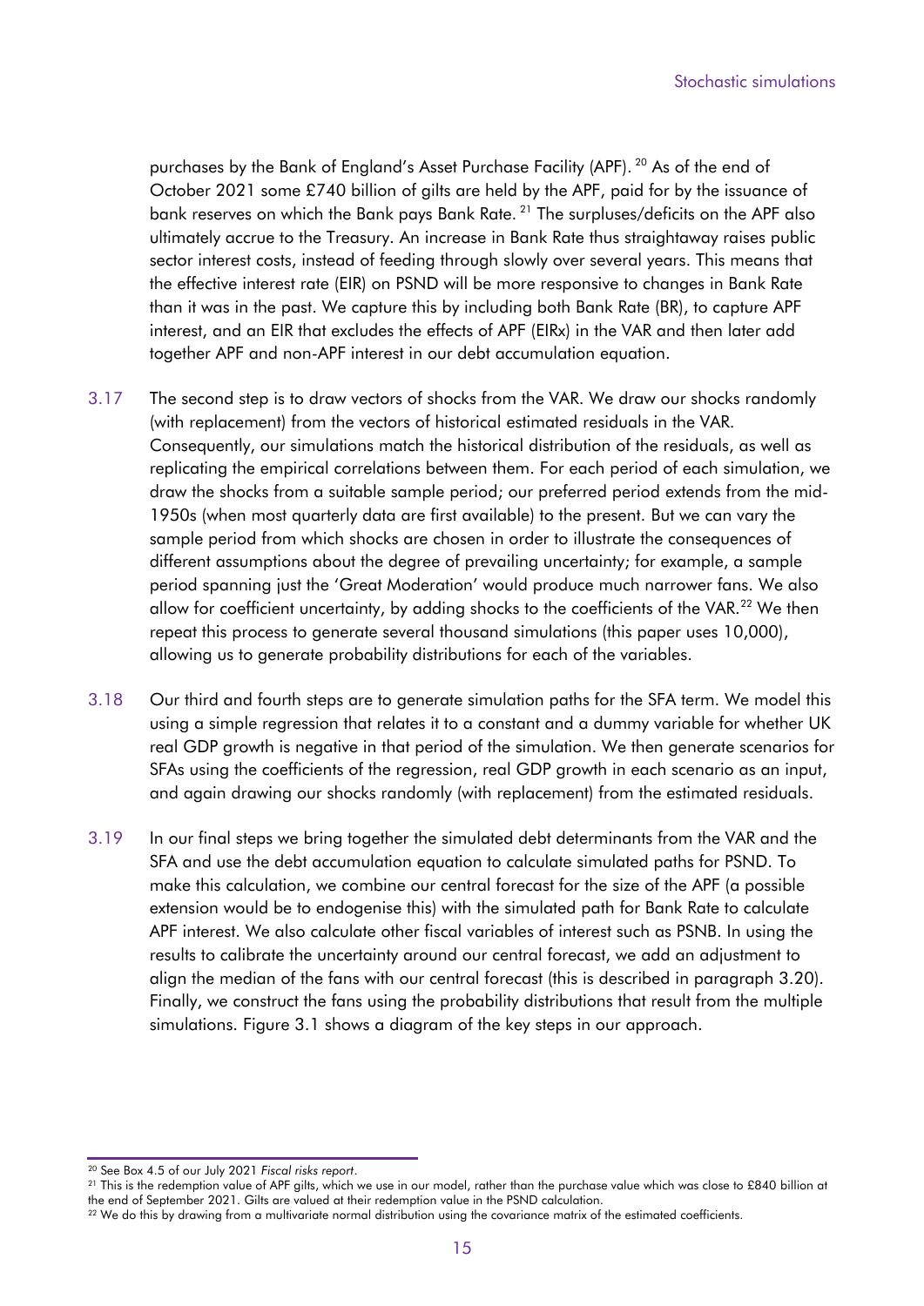purchases by the Bank of England's Asset Purchase Facility (APF). [20] As of the end of October 2021 some £740 billion of gilts are held by the APF, paid for by the issuance of bank reserves on which the Bank pays Bank Rate. [21] The surpluses/deficits on the APF also ultimately accrue to the Treasury. An increase in Bank Rate thus straightaway raises public sector interest costs, instead of feeding through slowly over several years. This means that the effective interest rate (EIR) on PSND will be more responsive to changes in Bank Rate than it was in the past. We capture this by including both Bank Rate (BR), to capture APF interest, and an EIR that excludes the effects of APF (EIRx) in the VAR and then later add together APF and non-APF interest in our debt accumulation equation.

3.17 The second step is to draw vectors of shocks from the VAR. We draw our shocks randomly (with replacement) from the vectors of historical estimated residuals in the VAR. Consequently, our simulations match the historical distribution of the residuals, as well as replicating the empirical correlations between them. For each period of each simulation, we draw the shocks from a suitable sample period; our preferred period extends from the mid-1950s (when most quarterly data are first available) to the present. But we can vary the sample period from which shocks are chosen in order to illustrate the consequences of different assumptions about the degree of prevailing uncertainty; for example, a sample period spanning just the 'Great Moderation' would produce much narrower fans. We also allow for coefficient uncertainty, by adding shocks to the coefficients of the VAR.[22] We then repeat this process to generate several thousand simulations (this paper uses 10,000), allowing us to generate probability distributions for each of the variables.

3.18 Our third and fourth steps are to generate simulation paths for the SFA term. We model this using a simple regression that relates it to a constant and a dummy variable for whether UK real GDP growth is negative in that period of the simulation. We then generate scenarios for SFAs using the coefficients of the regression, real GDP growth in each scenario as an input, and again drawing our shocks randomly (with replacement) from the estimated residuals.

3.19 In our final steps we bring together the simulated debt determinants from the VAR and the SFA and use the debt accumulation equation to calculate simulated paths for PSND. To make this calculation, we combine our central forecast for the size of the APF (a possible extension would be to endogenise this) with the simulated path for Bank Rate to calculate APF interest. We also calculate other fiscal variables of interest such as PSNB. In using the results to calibrate the uncertainty around our central forecast, we add an adjustment to align the median of the fans with our central forecast (this is described in paragraph 3.20). Finally, we construct the fans using the probability distributions that result from the multiple simulations. Figure 3.1 shows a diagram of the key steps in our approach.

---

[20] See Box 4.5 of our July 2021 *Fiscal risks report*.

[21] This is the redemption value of APF gilts, which we use in our model, rather than the purchase value which was close to £840 billion at the end of September 2021. Gilts are valued at their redemption value in the PSND calculation.

[22] We do this by drawing from a multivariate normal distribution using the covariance matrix of the estimated coefficients.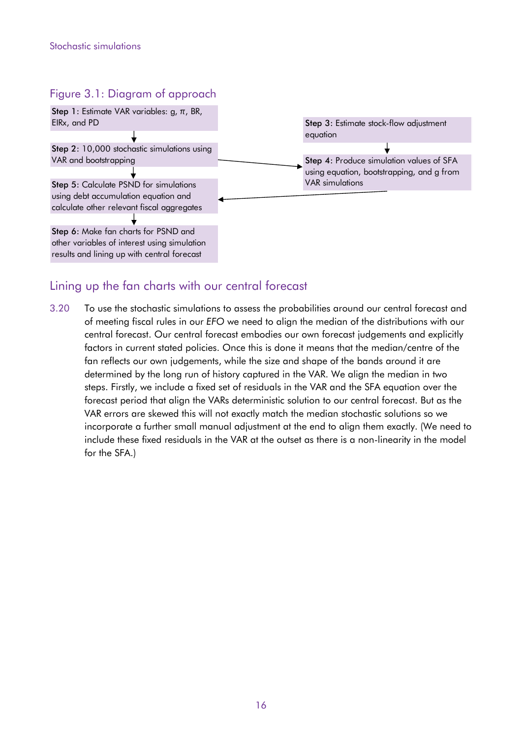## Figure 3.1: Diagram of approach

**Step 1**: Estimate VAR variables: g, $\pi$, BR, EIRx, and PD

**Step 2**: 10,000 stochastic simulations using VAR and bootstrapping

**Step 3**: Estimate stock-flow adjustment equation

**Step 4**: Produce simulation values of SFA using equation, bootstrapping, and g from VAR simulations

**Step 5**: Calculate PSND for simulations using debt accumulation equation and calculate other relevant fiscal aggregates

**Step 6**: Make fan charts for PSND and other variables of interest using simulation results and lining up with central forecast

## Lining up the fan charts with our central forecast

3.20 To use the stochastic simulations to assess the probabilities around our central forecast and of meeting fiscal rules in our *EFO* we need to align the median of the distributions with our central forecast. Our central forecast embodies our own forecast judgements and explicitly factors in current stated policies. Once this is done it means that the median/centre of the fan reflects our own judgements, while the size and shape of the bands around it are determined by the long run of history captured in the VAR. We align the median in two steps. Firstly, we include a fixed set of residuals in the VAR and the SFA equation over the forecast period that align the VARs deterministic solution to our central forecast. But as the VAR errors are skewed this will not exactly match the median stochastic solutions so we incorporate a further small manual adjustment at the end to align them exactly. (We need to include these fixed residuals in the VAR at the outset as there is a non-linearity in the model for the SFA.)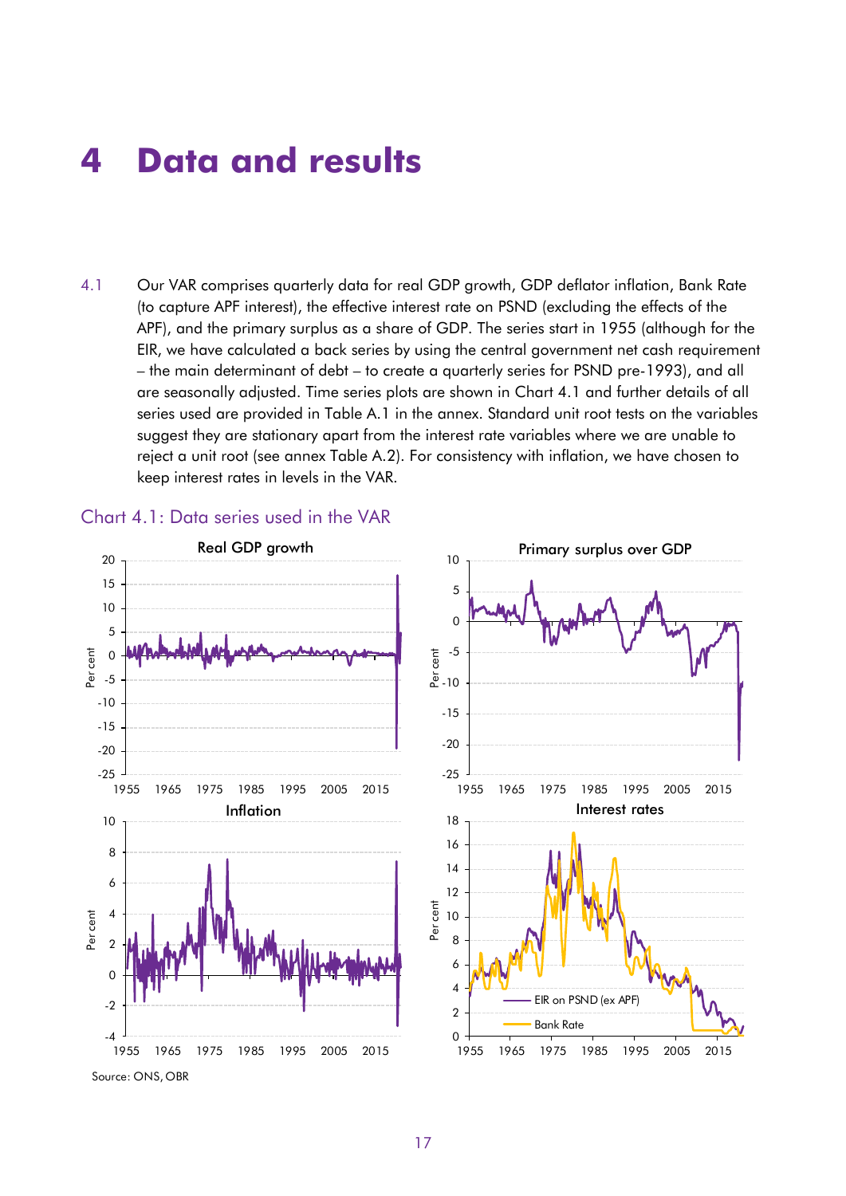# 4 Data and results

4.1 Our VAR comprises quarterly data for real GDP growth, GDP deflator inflation, Bank Rate (to capture APF interest), the effective interest rate on PSND (excluding the effects of the APF), and the primary surplus as a share of GDP. The series start in 1955 (although for the EIR, we have calculated a back series by using the central government net cash requirement – the main determinant of debt – to create a quarterly series for PSND pre-1993), and all are seasonally adjusted. Time series plots are shown in Chart 4.1 and further details of all series used are provided in Table A.1 in the annex. Standard unit root tests on the variables suggest they are stationary apart from the interest rate variables where we are unable to reject a unit root (see annex Table A.2). For consistency with inflation, we have chosen to keep interest rates in levels in the VAR.

Chart 4.1: Data series used in the VAR

Source: ONS, OBR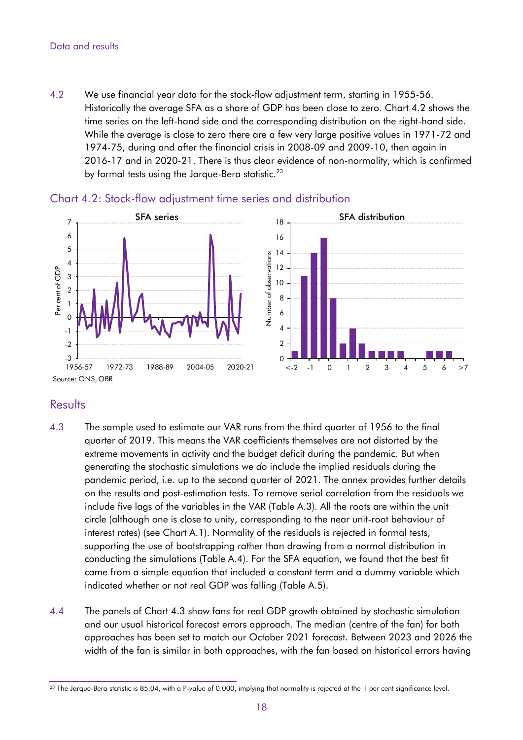4.2 We use financial year data for the stock-flow adjustment term, starting in 1955-56. Historically the average SFA as a share of GDP has been close to zero. Chart 4.2 shows the time series on the left-hand side and the corresponding distribution on the right-hand side. While the average is close to zero there are a few very large positive values in 1971-72 and 1974-75, during and after the financial crisis in 2008-09 and 2009-10, then again in 2016-17 and in 2020-21. There is thus clear evidence of non-normality, which is confirmed by formal tests using the Jarque-Bera statistic.[23]

Chart 4.2: Stock-flow adjustment time series and distribution

Source: ONS, OBR

## Results

4.3 The sample used to estimate our VAR runs from the third quarter of 1956 to the final quarter of 2019. This means the VAR coefficients themselves are not distorted by the extreme movements in activity and the budget deficit during the pandemic. But when generating the stochastic simulations we *do* include the implied residuals during the pandemic period, i.e. up to the second quarter of 2021. The annex provides further details on the results and post-estimation tests. To remove serial correlation from the residuals we include five lags of the variables in the VAR (Table A.3). All the roots are within the unit circle (although one is close to unity, corresponding to the near unit-root behaviour of interest rates) (see Chart A.1). Normality of the residuals is rejected in formal tests, supporting the use of bootstrapping rather than drawing from a normal distribution in conducting the simulations (Table A.4). For the SFA equation, we found that the best fit came from a simple equation that included a constant term and a dummy variable which indicated whether or not real GDP was falling (Table A.5).

4.4 The panels of Chart 4.3 show fans for real GDP growth obtained by stochastic simulation and our usual historical forecast errors approach. The median (centre of the fan) for both approaches has been set to match our October 2021 forecast. Between 2023 and 2026 the width of the fan is similar in both approaches, with the fan based on historical errors having

[23] The Jarque-Bera statistic is 85.04, with a P-value of 0.000, implying that normality is rejected at the 1 per cent significance level.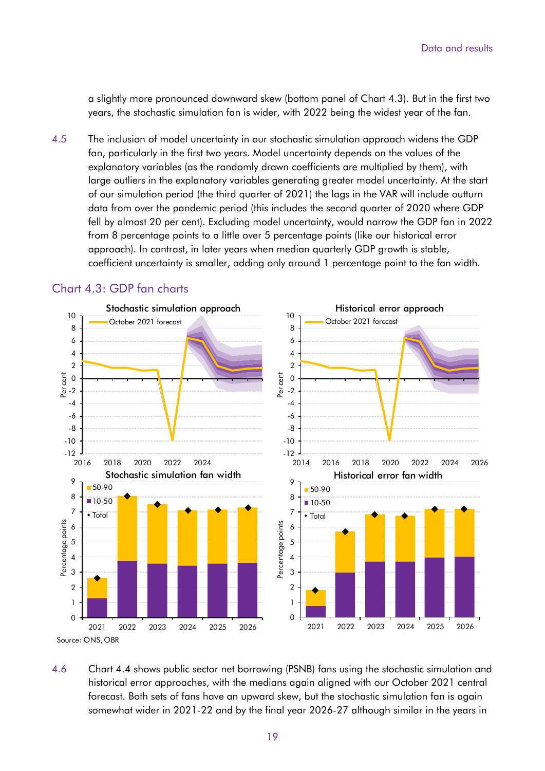a slightly more pronounced downward skew (bottom panel of Chart 4.3). But in the first two years, the stochastic simulation fan is wider, with 2022 being the widest year of the fan.

4.5 The inclusion of model uncertainty in our stochastic simulation approach widens the GDP fan, particularly in the first two years. Model uncertainty depends on the values of the explanatory variables (as the randomly drawn coefficients are multiplied by them), with large outliers in the explanatory variables generating greater model uncertainty. At the start of our simulation period (the third quarter of 2021) the lags in the VAR will include outturn data from over the pandemic period (this includes the second quarter of 2020 where GDP fell by almost 20 per cent). Excluding model uncertainty, would narrow the GDP fan in 2022 from 8 percentage points to a little over 5 percentage points (like our historical error approach). In contrast, in later years when median quarterly GDP growth is stable, coefficient uncertainty is smaller, adding only around 1 percentage point to the fan width.

## Chart 4.3: GDP fan charts

Source: ONS, OBR

4.6 Chart 4.4 shows public sector net borrowing (PSNB) fans using the stochastic simulation and historical error approaches, with the medians again aligned with our October 2021 central forecast. Both sets of fans have an upward skew, but the stochastic simulation fan is again somewhat wider in 2021-22 and by the final year 2026-27 although similar in the years in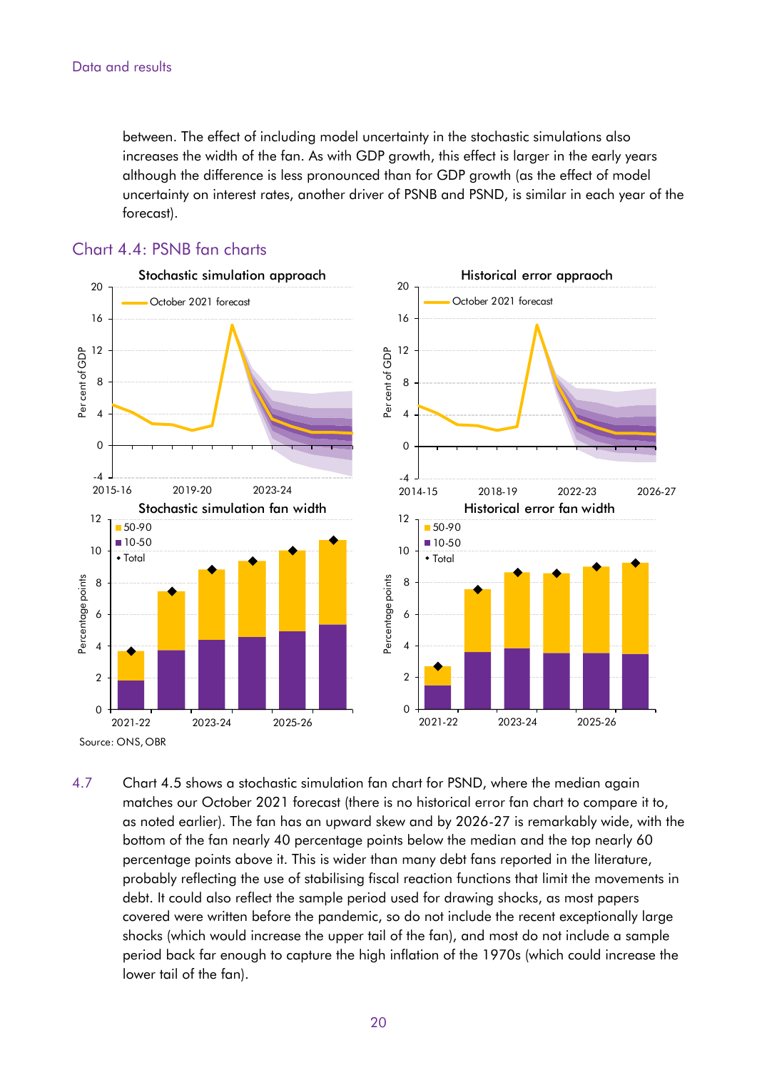between. The effect of including model uncertainty in the stochastic simulations also increases the width of the fan. As with GDP growth, this effect is larger in the early years although the difference is less pronounced than for GDP growth (as the effect of model uncertainty on interest rates, another driver of PSNB and PSND, is similar in each year of the forecast).

## Chart 4.4: PSNB fan charts

Source: ONS, OBR

4.7 Chart 4.5 shows a stochastic simulation fan chart for PSND, where the median again matches our October 2021 forecast (there is no historical error fan chart to compare it to, as noted earlier). The fan has an upward skew and by 2026-27 is remarkably wide, with the bottom of the fan nearly 40 percentage points below the median and the top nearly 60 percentage points above it. This is wider than many debt fans reported in the literature, probably reflecting the use of stabilising fiscal reaction functions that limit the movements in debt. It could also reflect the sample period used for drawing shocks, as most papers covered were written before the pandemic, so do not include the recent exceptionally large shocks (which would increase the upper tail of the fan), and most do not include a sample period back far enough to capture the high inflation of the 1970s (which could increase the lower tail of the fan).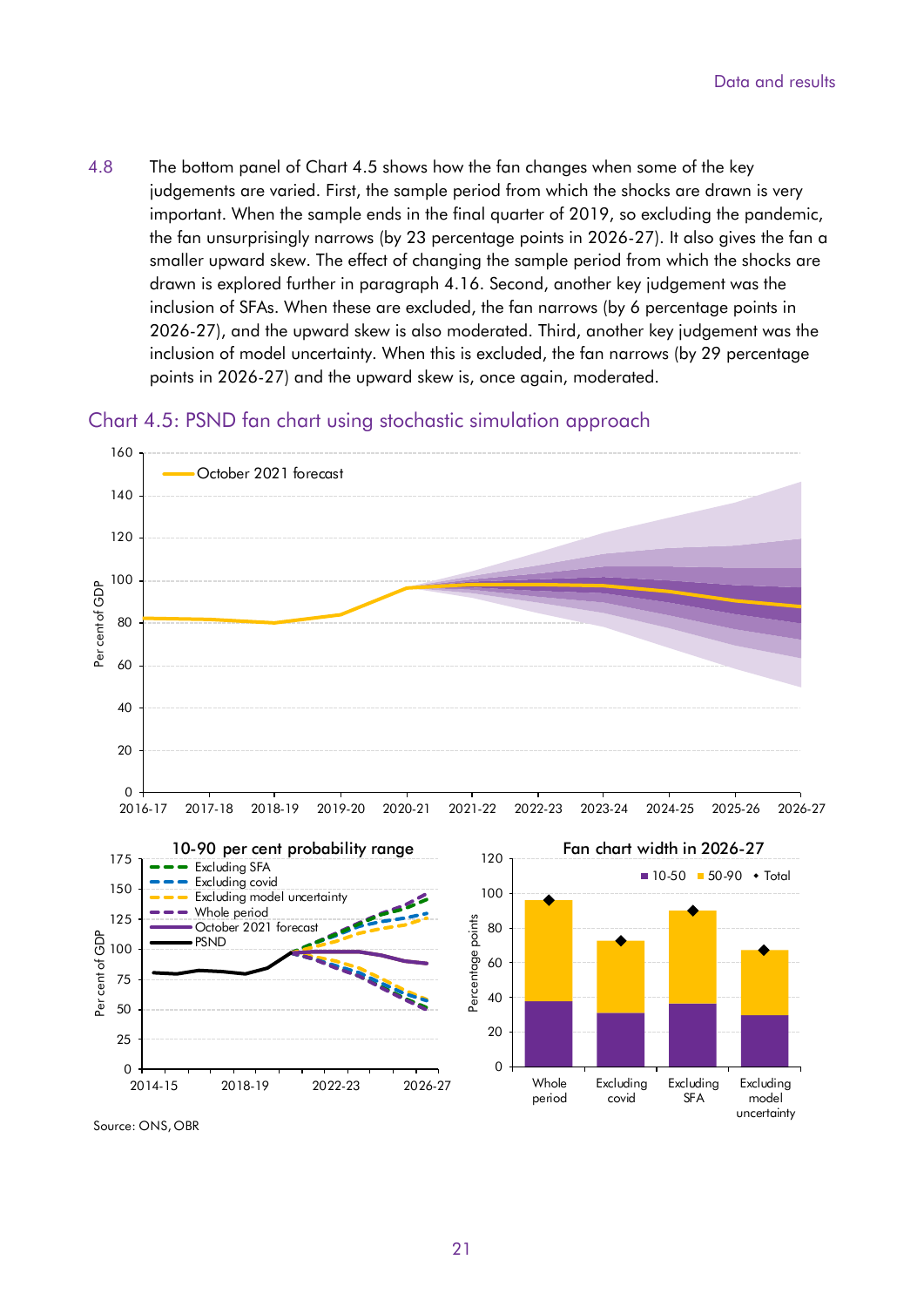4.8 The bottom panel of Chart 4.5 shows how the fan changes when some of the key judgements are varied. First, the sample period from which the shocks are drawn is very important. When the sample ends in the final quarter of 2019, so excluding the pandemic, the fan unsurprisingly narrows (by 23 percentage points in 2026-27). It also gives the fan a smaller upward skew. The effect of changing the sample period from which the shocks are drawn is explored further in paragraph 4.16. Second, another key judgement was the inclusion of SFAs. When these are excluded, the fan narrows (by 6 percentage points in 2026-27), and the upward skew is also moderated. Third, another key judgement was the inclusion of model uncertainty. When this is excluded, the fan narrows (by 29 percentage points in 2026-27) and the upward skew is, once again, moderated.

## Chart 4.5: PSND fan chart using stochastic simulation approach

Source: ONS, OBR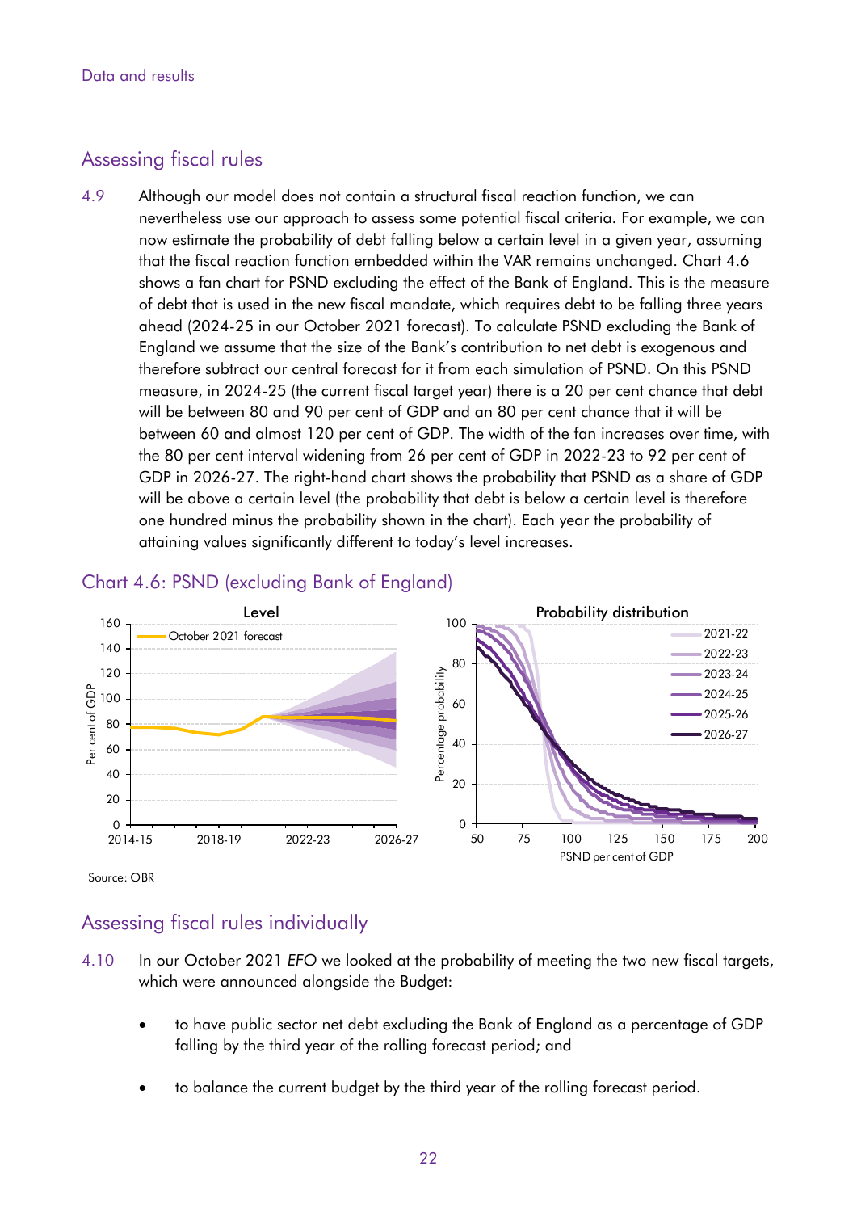## Assessing fiscal rules

4.9 Although our model does not contain a structural fiscal reaction function, we can nevertheless use our approach to assess some potential fiscal criteria. For example, we can now estimate the probability of debt falling below a certain level in a given year, assuming that the fiscal reaction function embedded within the VAR remains unchanged. Chart 4.6 shows a fan chart for PSND excluding the effect of the Bank of England. This is the measure of debt that is used in the new fiscal mandate, which requires debt to be falling three years ahead (2024-25 in our October 2021 forecast). To calculate PSND excluding the Bank of England we assume that the size of the Bank's contribution to net debt is exogenous and therefore subtract our central forecast for it from each simulation of PSND. On this PSND measure, in 2024-25 (the current fiscal target year) there is a 20 per cent chance that debt will be between 80 and 90 per cent of GDP and an 80 per cent chance that it will be between 60 and almost 120 per cent of GDP. The width of the fan increases over time, with the 80 per cent interval widening from 26 per cent of GDP in 2022-23 to 92 per cent of GDP in 2026-27. The right-hand chart shows the probability that PSND as a share of GDP will be above a certain level (the probability that debt is below a certain level is therefore one hundred minus the probability shown in the chart). Each year the probability of attaining values significantly different to today's level increases.

### Chart 4.6: PSND (excluding Bank of England)

Source: OBR

## Assessing fiscal rules individually

4.10 In our October 2021 *EFO* we looked at the probability of meeting the two new fiscal targets, which were announced alongside the Budget:

- to have public sector net debt excluding the Bank of England as a percentage of GDP falling by the third year of the rolling forecast period; and
- to balance the current budget by the third year of the rolling forecast period.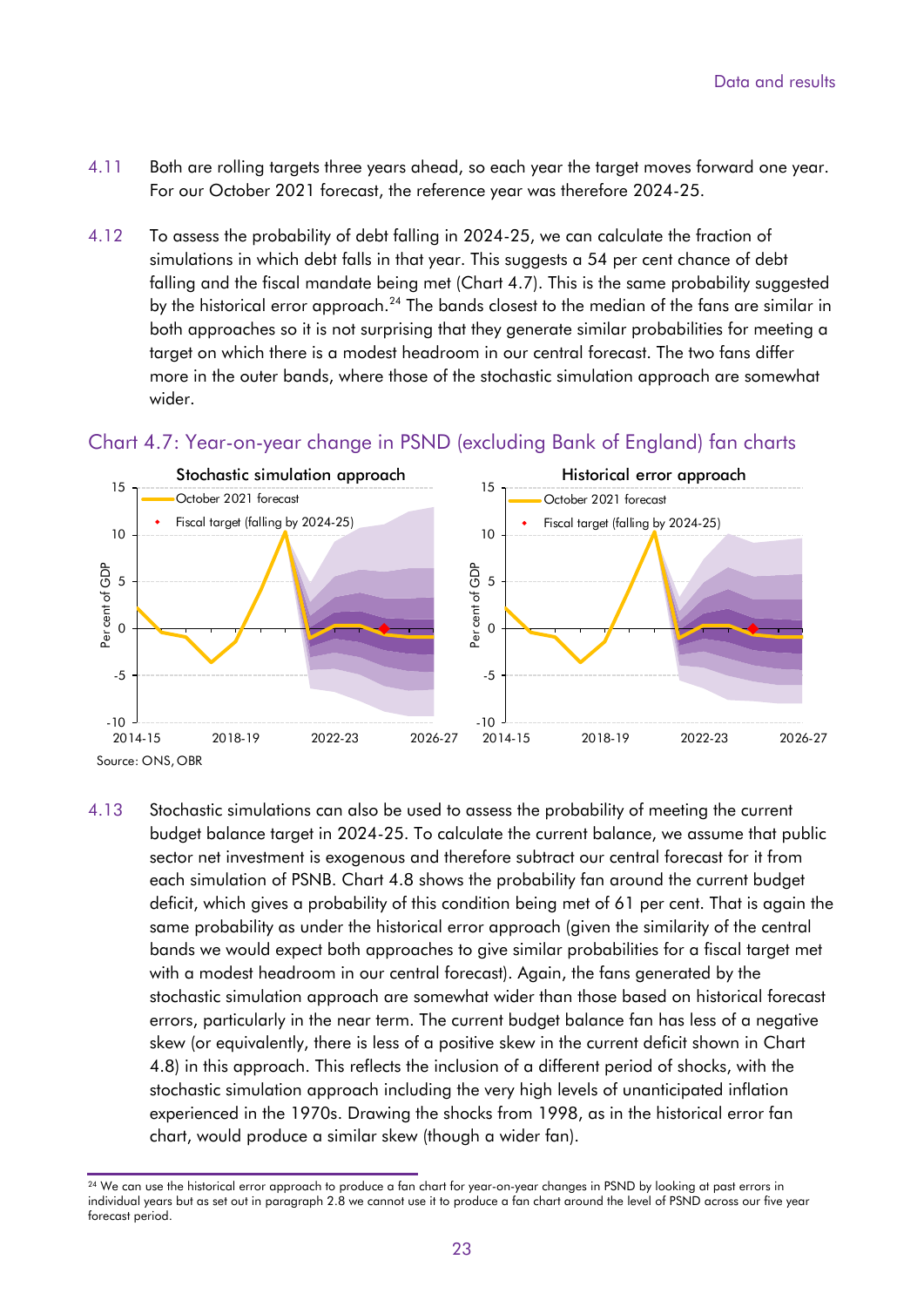4.11 Both are rolling targets three years ahead, so each year the target moves forward one year. For our October 2021 forecast, the reference year was therefore 2024-25.

4.12 To assess the probability of debt falling in 2024-25, we can calculate the fraction of simulations in which debt falls in that year. This suggests a 54 per cent chance of debt falling and the fiscal mandate being met (Chart 4.7). This is the same probability suggested by the historical error approach.[24] The bands closest to the median of the fans are similar in both approaches so it is not surprising that they generate similar probabilities for meeting a target on which there is a modest headroom in our central forecast. The two fans differ more in the outer bands, where those of the stochastic simulation approach are somewhat wider.

## Chart 4.7: Year-on-year change in PSND (excluding Bank of England) fan charts

Source: ONS, OBR

4.13 Stochastic simulations can also be used to assess the probability of meeting the current budget balance target in 2024-25. To calculate the current balance, we assume that public sector net investment is exogenous and therefore subtract our central forecast for it from each simulation of PSNB. Chart 4.8 shows the probability fan around the current budget deficit, which gives a probability of this condition being met of 61 per cent. That is again the same probability as under the historical error approach (given the similarity of the central bands we would expect both approaches to give similar probabilities for a fiscal target met with a modest headroom in our central forecast). Again, the fans generated by the stochastic simulation approach are somewhat wider than those based on historical forecast errors, particularly in the near term. The current budget balance fan has less of a negative skew (or equivalently, there is less of a positive skew in the current deficit shown in Chart 4.8) in this approach. This reflects the inclusion of a different period of shocks, with the stochastic simulation approach including the very high levels of unanticipated inflation experienced in the 1970s. Drawing the shocks from 1998, as in the historical error fan chart, would produce a similar skew (though a wider fan).

[24] We can use the historical error approach to produce a fan chart for year-on-year changes in PSND by looking at past errors in individual years but as set out in paragraph 2.8 we cannot use it to produce a fan chart around the level of PSND across our five year forecast period.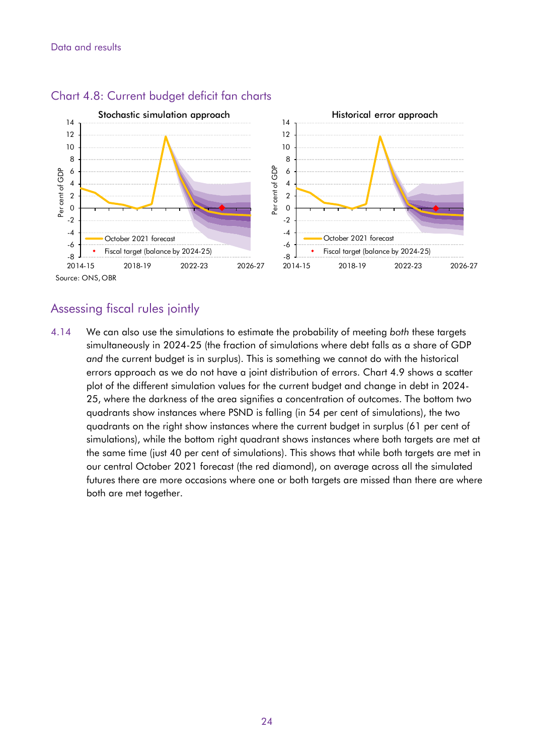## Chart 4.8: Current budget deficit fan charts

Source: ONS, OBR

## Assessing fiscal rules jointly

4.14 We can also use the simulations to estimate the probability of meeting *both* these targets simultaneously in 2024-25 (the fraction of simulations where debt falls as a share of GDP *and* the current budget is in surplus). This is something we cannot do with the historical errors approach as we do not have a joint distribution of errors. Chart 4.9 shows a scatter plot of the different simulation values for the current budget and change in debt in 2024-25, where the darkness of the area signifies a concentration of outcomes. The bottom two quadrants show instances where PSND is falling (in 54 per cent of simulations), the two quadrants on the right show instances where the current budget in surplus (61 per cent of simulations), while the bottom right quadrant shows instances where both targets are met at the same time (just 40 per cent of simulations). This shows that while both targets are met in our central October 2021 forecast (the red diamond), on average across all the simulated futures there are more occasions where one or both targets are missed than there are where both are met together.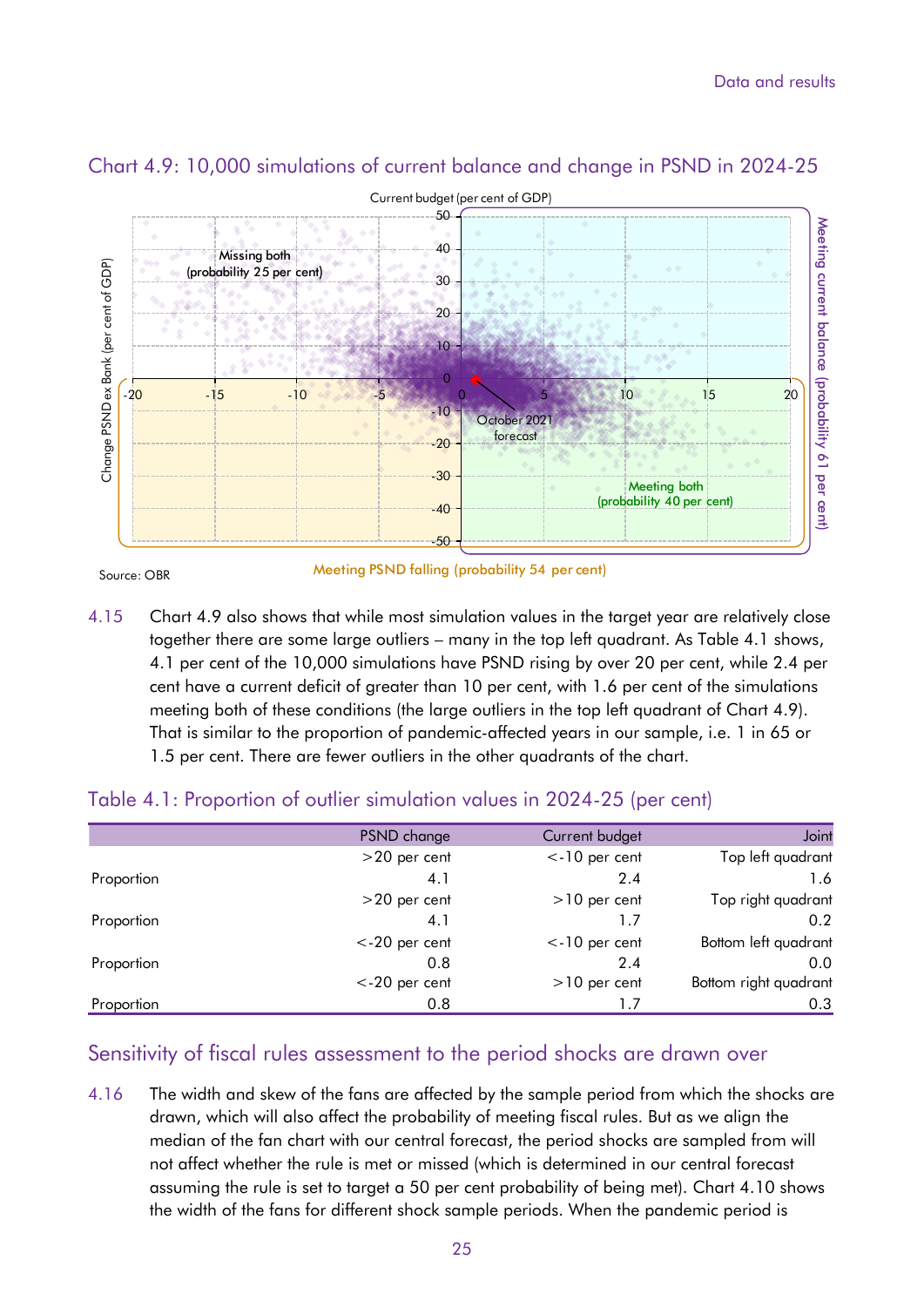## Chart 4.9: 10,000 simulations of current balance and change in PSND in 2024-25

Source: OBR

4.15 Chart 4.9 also shows that while most simulation values in the target year are relatively close together there are some large outliers – many in the top left quadrant. As Table 4.1 shows, 4.1 per cent of the 10,000 simulations have PSND rising by over 20 per cent, while 2.4 per cent have a current deficit of greater than 10 per cent, with 1.6 per cent of the simulations meeting both of these conditions (the large outliers in the top left quadrant of Chart 4.9). That is similar to the proportion of pandemic-affected years in our sample, i.e. 1 in 65 or 1.5 per cent. There are fewer outliers in the other quadrants of the chart.

## Table 4.1: Proportion of outlier simulation values in 2024-25 (per cent)

| | PSND change | Current budget | Joint |
|---|---|---|---|
| | >20 per cent | <-10 per cent | Top left quadrant |
| Proportion | 4.1 | 2.4 | 1.6 |
| | >20 per cent | >10 per cent | Top right quadrant |
| Proportion | 4.1 | 1.7 | 0.2 |
| | <-20 per cent | <-10 per cent | Bottom left quadrant |
| Proportion | 0.8 | 2.4 | 0.0 |
| | <-20 per cent | >10 per cent | Bottom right quadrant |
| Proportion | 0.8 | 1.7 | 0.3 |

## Sensitivity of fiscal rules assessment to the period shocks are drawn over

4.16 The width and skew of the fans are affected by the sample period from which the shocks are drawn, which will also affect the probability of meeting fiscal rules. But as we align the median of the fan chart with our central forecast, the period shocks are sampled from will not affect whether the rule is met or missed (which is determined in our central forecast assuming the rule is set to target a 50 per cent probability of being met). Chart 4.10 shows the width of the fans for different shock sample periods. When the pandemic period is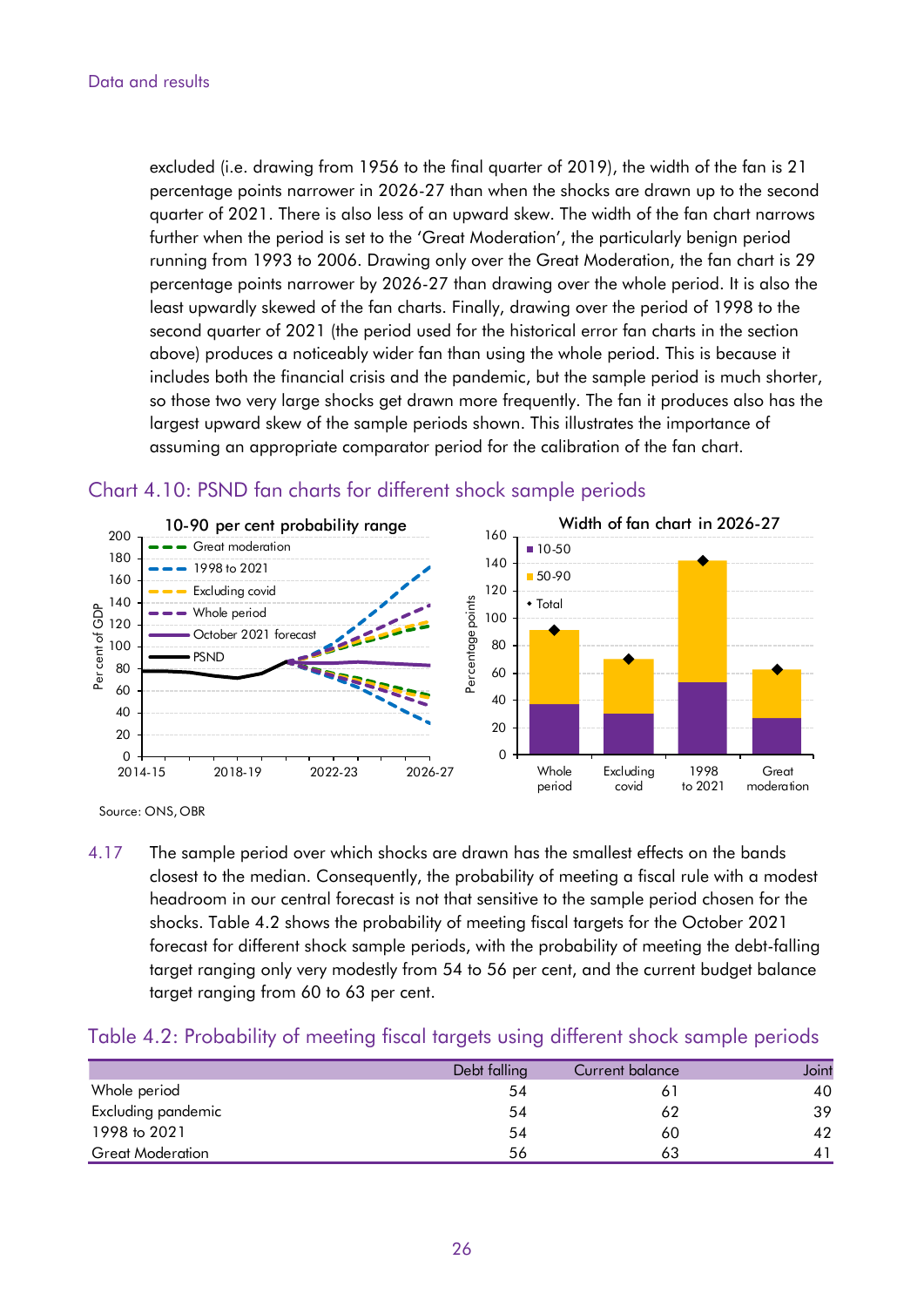excluded (i.e. drawing from 1956 to the final quarter of 2019), the width of the fan is 21 percentage points narrower in 2026-27 than when the shocks are drawn up to the second quarter of 2021. There is also less of an upward skew. The width of the fan chart narrows further when the period is set to the 'Great Moderation', the particularly benign period running from 1993 to 2006. Drawing only over the Great Moderation, the fan chart is 29 percentage points narrower by 2026-27 than drawing over the whole period. It is also the least upwardly skewed of the fan charts. Finally, drawing over the period of 1998 to the second quarter of 2021 (the period used for the historical error fan charts in the section above) produces a noticeably wider fan than using the whole period. This is because it includes both the financial crisis and the pandemic, but the sample period is much shorter, so those two very large shocks get drawn more frequently. The fan it produces also has the largest upward skew of the sample periods shown. This illustrates the importance of assuming an appropriate comparator period for the calibration of the fan chart.

## Chart 4.10: PSND fan charts for different shock sample periods

Source: ONS, OBR

4.17 The sample period over which shocks are drawn has the smallest effects on the bands closest to the median. Consequently, the probability of meeting a fiscal rule with a modest headroom in our central forecast is not that sensitive to the sample period chosen for the shocks. Table 4.2 shows the probability of meeting fiscal targets for the October 2021 forecast for different shock sample periods, with the probability of meeting the debt-falling target ranging only very modestly from 54 to 56 per cent, and the current budget balance target ranging from 60 to 63 per cent.

## Table 4.2: Probability of meeting fiscal targets using different shock sample periods

| | Debt falling | Current balance | Joint |
|---|---|---|---|
| Whole period | 54 | 61 | 40 |
| Excluding pandemic | 54 | 62 | 39 |
| 1998 to 2021 | 54 | 60 | 42 |
| Great Moderation | 56 | 63 | 41 |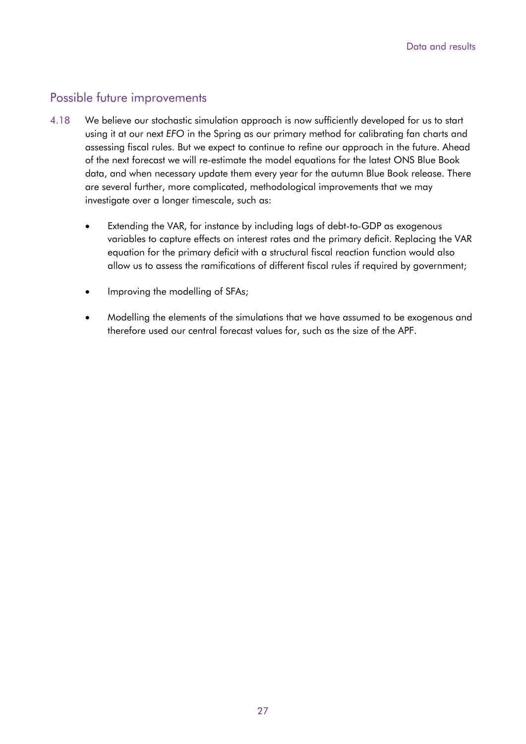## Possible future improvements

4.18 We believe our stochastic simulation approach is now sufficiently developed for us to start using it at our next *EFO* in the Spring as our primary method for calibrating fan charts and assessing fiscal rules. But we expect to continue to refine our approach in the future. Ahead of the next forecast we will re-estimate the model equations for the latest ONS Blue Book data, and when necessary update them every year for the autumn Blue Book release. There are several further, more complicated, methodological improvements that we may investigate over a longer timescale, such as:

- Extending the VAR, for instance by including lags of debt-to-GDP as exogenous variables to capture effects on interest rates and the primary deficit. Replacing the VAR equation for the primary deficit with a structural fiscal reaction function would also allow us to assess the ramifications of different fiscal rules if required by government;
- Improving the modelling of SFAs;
- Modelling the elements of the simulations that we have assumed to be exogenous and therefore used our central forecast values for, such as the size of the APF.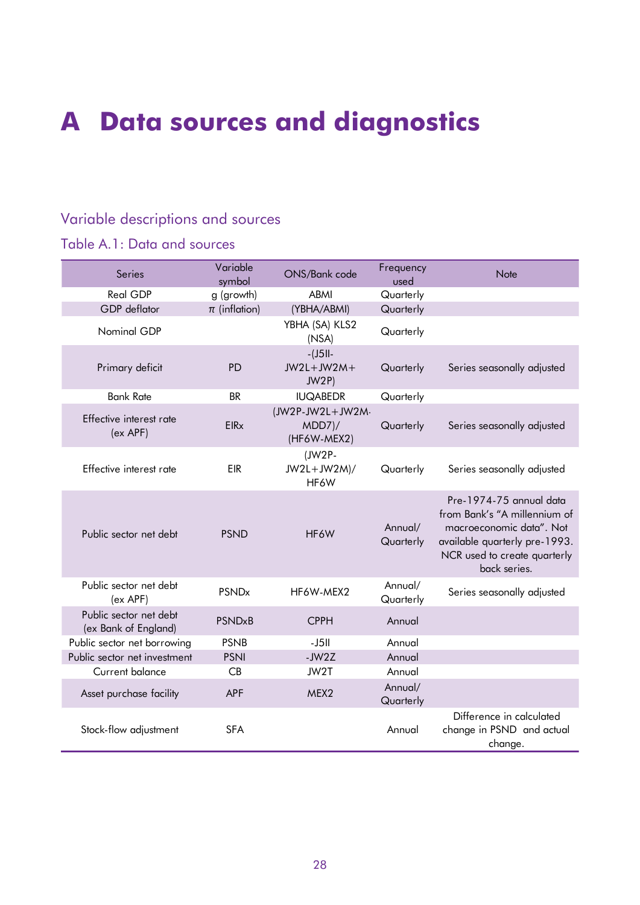# A Data sources and diagnostics

## Variable descriptions and sources

### Table A.1: Data and sources

| Series | Variable symbol | ONS/Bank code | Frequency used | Note |
|---|---|---|---|---|
| Real GDP | g (growth) | ABMI | Quarterly | |
| GDP deflator | $\pi$ (inflation) | (YBHA/ABMI) | Quarterly | |
| Nominal GDP | | YBHA (SA) KLS2 (NSA) | Quarterly | |
| Primary deficit | PD | -(J5II-JW2L+JW2M+JW2P) | Quarterly | Series seasonally adjusted |
| Bank Rate | BR | IUQABEDR | Quarterly | |
| Effective interest rate (ex APF) | EIRx | (JW2P-JW2L+JW2M-MDD7)/(HF6W-MEX2) | Quarterly | Series seasonally adjusted |
| Effective interest rate | EIR | (JW2P-JW2L+JW2M)/HF6W | Quarterly | Series seasonally adjusted |
| Public sector net debt | PSND | HF6W | Annual/ Quarterly | Pre-1974-75 annual data from Bank's "A millennium of macroeconomic data". Not available quarterly pre-1993. NCR used to create quarterly back series. |
| Public sector net debt (ex APF) | PSNDx | HF6W-MEX2 | Annual/ Quarterly | Series seasonally adjusted |
| Public sector net debt (ex Bank of England) | PSNDxB | CPPH | Annual | |
| Public sector net borrowing | PSNB | -J5II | Annual | |
| Public sector net investment | PSNI | -JW2Z | Annual | |
| Current balance | CB | JW2T | Annual | |
| Asset purchase facility | APF | MEX2 | Annual/ Quarterly | |
| Stock-flow adjustment | SFA | | Annual | Difference in calculated change in PSND and actual change. |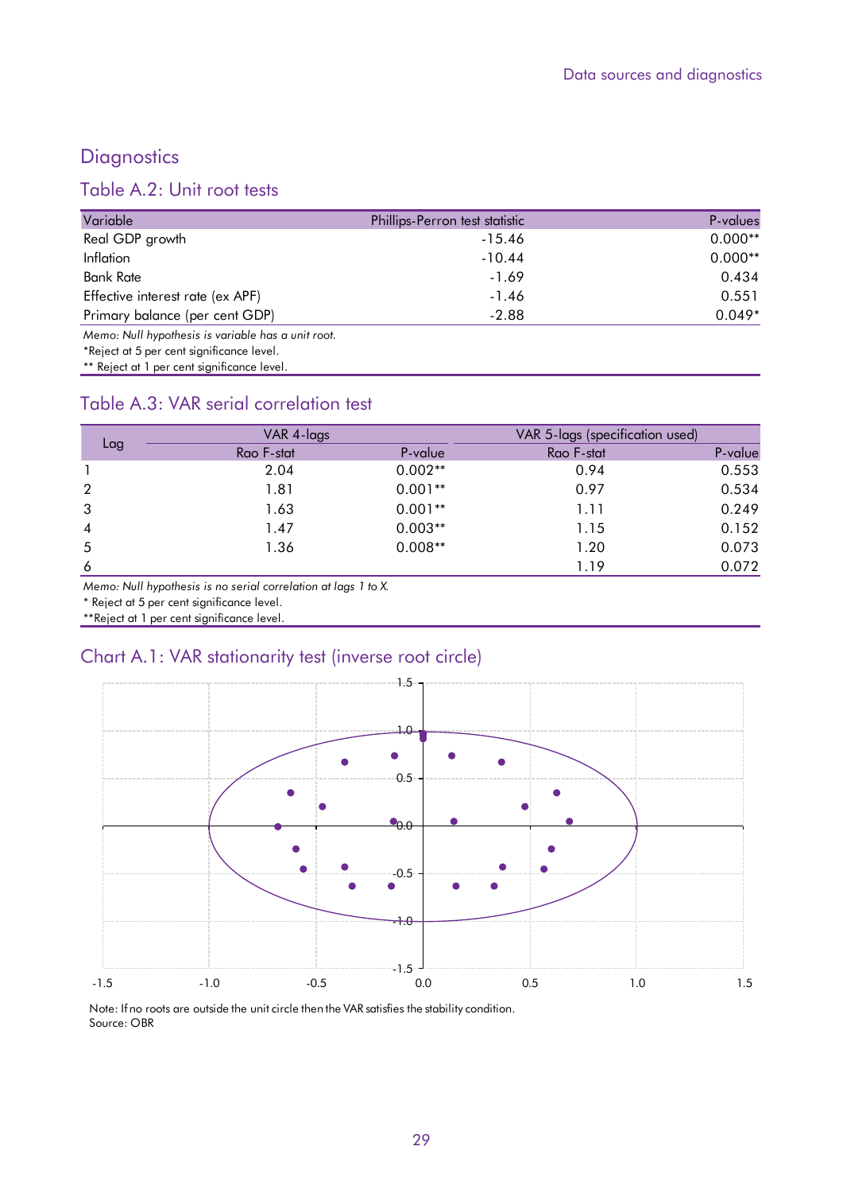## Diagnostics

### Table A.2: Unit root tests

| Variable | Phillips-Perron test statistic | P-values |
|---|---|---|
| Real GDP growth | -15.46 | 0.000** |
| Inflation | -10.44 | 0.000** |
| Bank Rate | -1.69 | 0.434 |
| Effective interest rate (ex APF) | -1.46 | 0.551 |
| Primary balance (per cent GDP) | -2.88 | 0.049* |

*Memo: Null hypothesis is variable has a unit root.*

*Reject at 5 per cent significance level.

** Reject at 1 per cent significance level.

### Table A.3: VAR serial correlation test

| Lag | VAR 4-lags | | VAR 5-lags (specification used) | |
|---|---|---|---|---|
| | Rao F-stat | P-value | Rao F-stat | P-value |
| 1 | 2.04 | 0.002** | 0.94 | 0.553 |
| 2 | 1.81 | 0.001** | 0.97 | 0.534 |
| 3 | 1.63 | 0.001** | 1.11 | 0.249 |
| 4 | 1.47 | 0.003** | 1.15 | 0.152 |
| 5 | 1.36 | 0.008** | 1.20 | 0.073 |
| 6 | | | 1.19 | 0.072 |

*Memo: Null hypothesis is no serial correlation at lags 1 to X.*

* Reject at 5 per cent significance level.

**Reject at 1 per cent significance level.

### Chart A.1: VAR stationarity test (inverse root circle)

Note: If no roots are outside the unit circle then the VAR satisfies the stability condition.
Source: OBR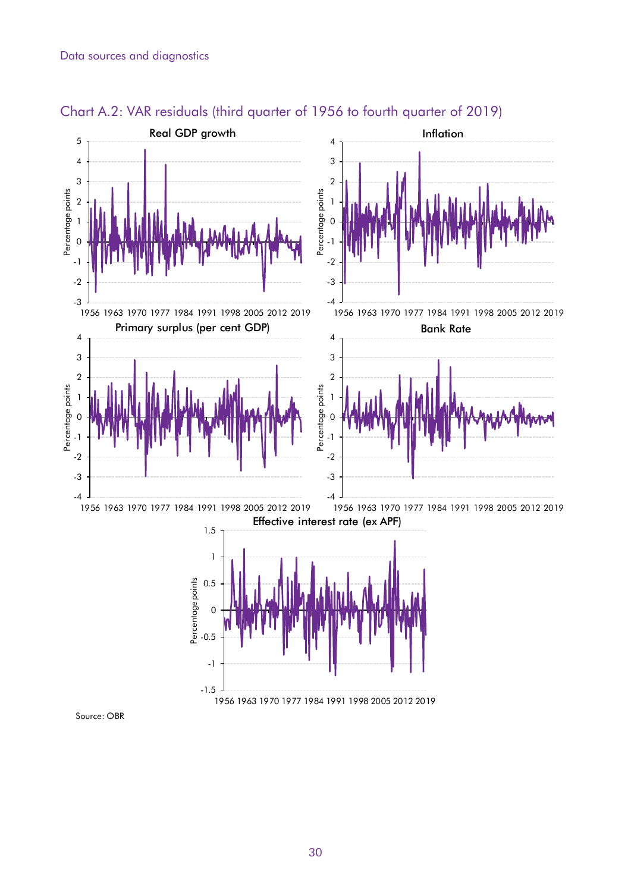## Chart A.2: VAR residuals (third quarter of 1956 to fourth quarter of 2019)

Source: OBR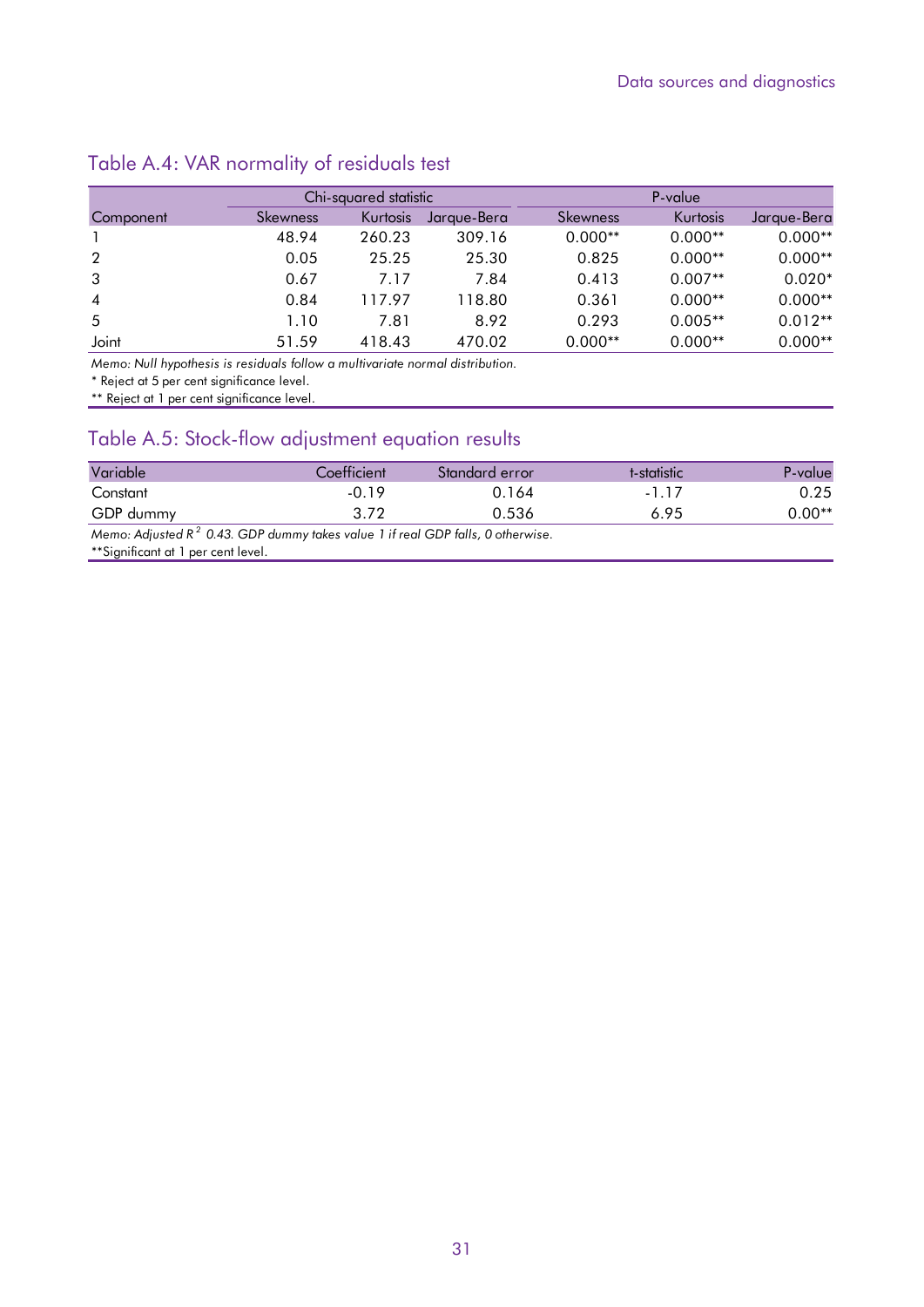## Table A.4: VAR normality of residuals test

| | Chi-squared statistic | | | P-value | | |
|---|---|---|---|---|---|---|
| Component | Skewness | Kurtosis | Jarque-Bera | Skewness | Kurtosis | Jarque-Bera |
| 1 | 48.94 | 260.23 | 309.16 | 0.000** | 0.000** | 0.000** |
| 2 | 0.05 | 25.25 | 25.30 | 0.825 | 0.000** | 0.000** |
| 3 | 0.67 | 7.17 | 7.84 | 0.413 | 0.007** | 0.020* |
| 4 | 0.84 | 117.97 | 118.80 | 0.361 | 0.000** | 0.000** |
| 5 | 1.10 | 7.81 | 8.92 | 0.293 | 0.005** | 0.012** |
| Joint | 51.59 | 418.43 | 470.02 | 0.000** | 0.000** | 0.000** |

*Memo: Null hypothesis is residuals follow a multivariate normal distribution.*

\* Reject at 5 per cent significance level.

\*\* Reject at 1 per cent significance level.

## Table A.5: Stock-flow adjustment equation results

| Variable | Coefficient | Standard error | t-statistic | P-value |
|---|---|---|---|---|
| Constant | -0.19 | 0.164 | -1.17 | 0.25 |
| GDP dummy | 3.72 | 0.536 | 6.95 | 0.00** |

*Memo: Adjusted $R^2$ 0.43. GDP dummy takes value 1 if real GDP falls, 0 otherwise.*

\*\*Significant at 1 per cent level.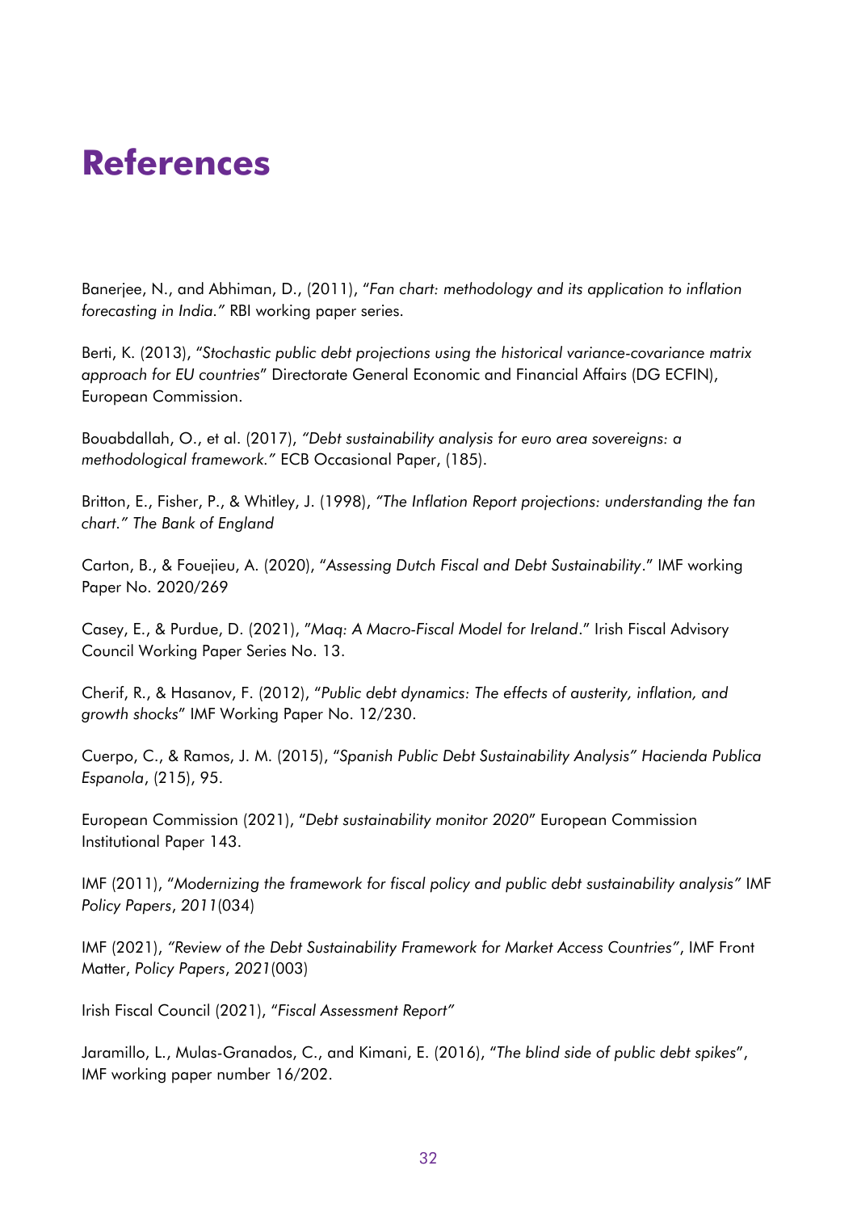# References

Banerjee, N., and Abhiman, D., (2011), "*Fan chart: methodology and its application to inflation forecasting in India."* RBI working paper series.

Berti, K. (2013), "*Stochastic public debt projections using the historical variance-covariance matrix approach for EU countries*" Directorate General Economic and Financial Affairs (DG ECFIN), European Commission.

Bouabdallah, O., et al. (2017), *"Debt sustainability analysis for euro area sovereigns: a methodological framework."* ECB Occasional Paper, (185).

Britton, E., Fisher, P., & Whitley, J. (1998), *"The Inflation Report projections: understanding the fan chart." The Bank of England*

Carton, B., & Fouejieu, A. (2020), "*Assessing Dutch Fiscal and Debt Sustainability*." IMF working Paper No. 2020/269

Casey, E., & Purdue, D. (2021), "*Maq: A Macro-Fiscal Model for Ireland*." Irish Fiscal Advisory Council Working Paper Series No. 13.

Cherif, R., & Hasanov, F. (2012), "*Public debt dynamics: The effects of austerity, inflation, and growth shocks*" IMF Working Paper No. 12/230.

Cuerpo, C., & Ramos, J. M. (2015), "*Spanish Public Debt Sustainability Analysis" Hacienda Publica Espanola*, (215), 95.

European Commission (2021), "*Debt sustainability monitor 2020*" European Commission Institutional Paper 143.

IMF (2011), "*Modernizing the framework for fiscal policy and public debt sustainability analysis"* IMF *Policy Papers*, *2011*(034)

IMF (2021), *"Review of the Debt Sustainability Framework for Market Access Countries"*, IMF Front Matter, *Policy Papers*, *2021*(003)

Irish Fiscal Council (2021), "*Fiscal Assessment Report"*

Jaramillo, L., Mulas-Granados, C., and Kimani, E. (2016), "*The blind side of public debt spikes*", IMF working paper number 16/202.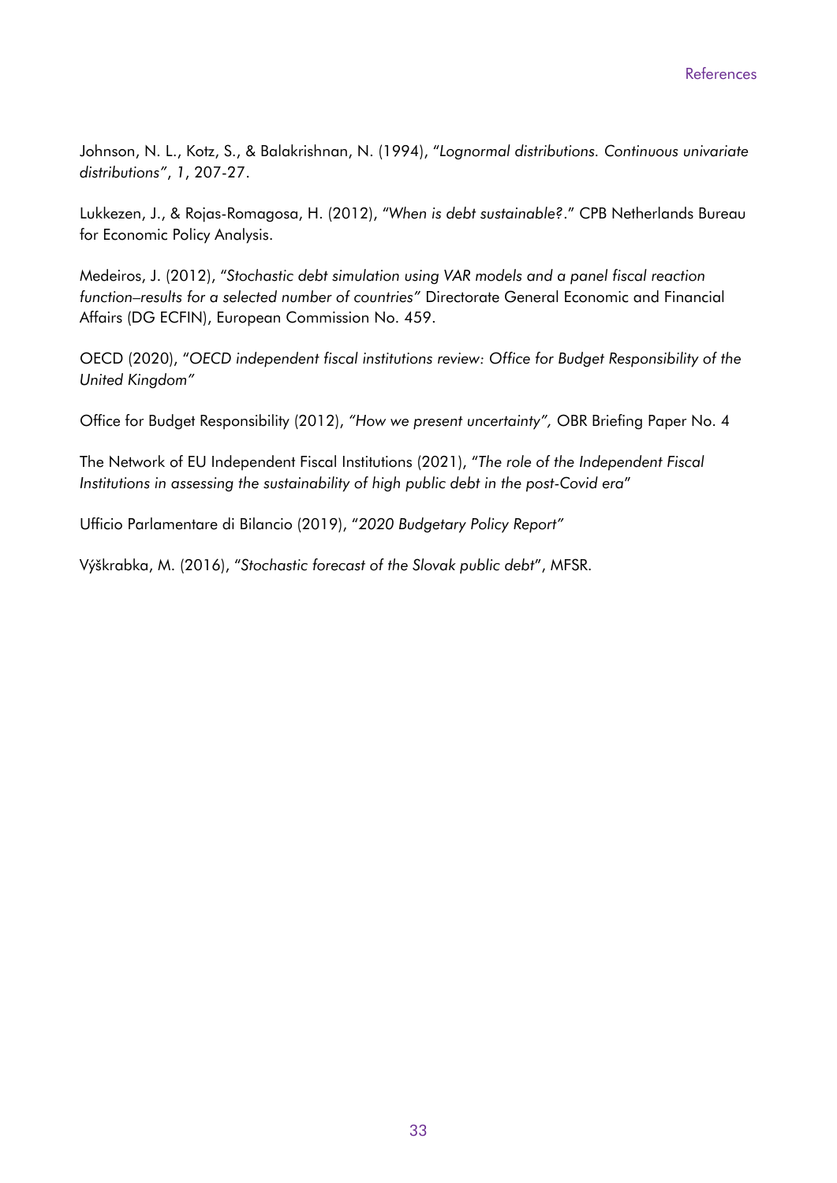Johnson, N. L., Kotz, S., & Balakrishnan, N. (1994), "*Lognormal distributions. Continuous univariate distributions"*, *1*, 207-27.

Lukkezen, J., & Rojas-Romagosa, H. (2012), "*When is debt sustainable?*." CPB Netherlands Bureau for Economic Policy Analysis.

Medeiros, J. (2012), "*Stochastic debt simulation using VAR models and a panel fiscal reaction function–results for a selected number of countries"* Directorate General Economic and Financial Affairs (DG ECFIN), European Commission No. 459.

OECD (2020), "*OECD independent fiscal institutions review: Office for Budget Responsibility of the United Kingdom"*

Office for Budget Responsibility (2012), *"How we present uncertainty",* OBR Briefing Paper No. 4

The Network of EU Independent Fiscal Institutions (2021), "*The role of the Independent Fiscal Institutions in assessing the sustainability of high public debt in the post-Covid era*"

Ufficio Parlamentare di Bilancio (2019), "*2020 Budgetary Policy Report"*

Výškrabka, M. (2016), "*Stochastic forecast of the Slovak public debt*", MFSR.